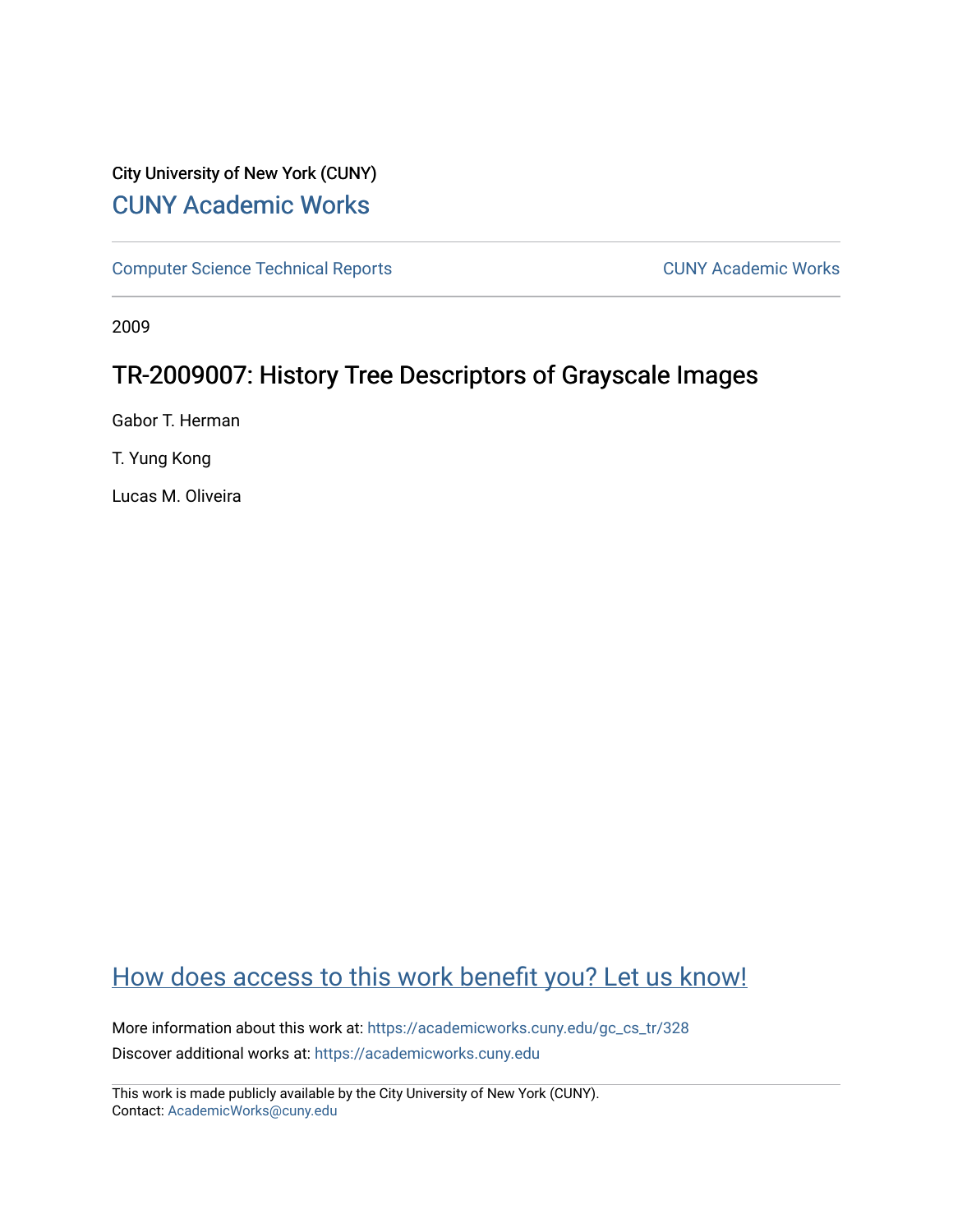City University of New York (CUNY)

# CUNY Academic Works

Computer Science Technical Reports | CUNY Academic Works

2009

## TR-2009007: History Tree Descriptors of Grayscale Images

Gabor T. Herman

T. Yung Kong

Lucas M. Oliveira

How does access to this work benefit you? Let us know!

More information about this work at: https://academicworks.cuny.edu/gc_cs_tr/328

Discover additional works at: https://academicworks.cuny.edu

This work is made publicly available by the City University of New York (CUNY).
Contact: AcademicWorks@cuny.edu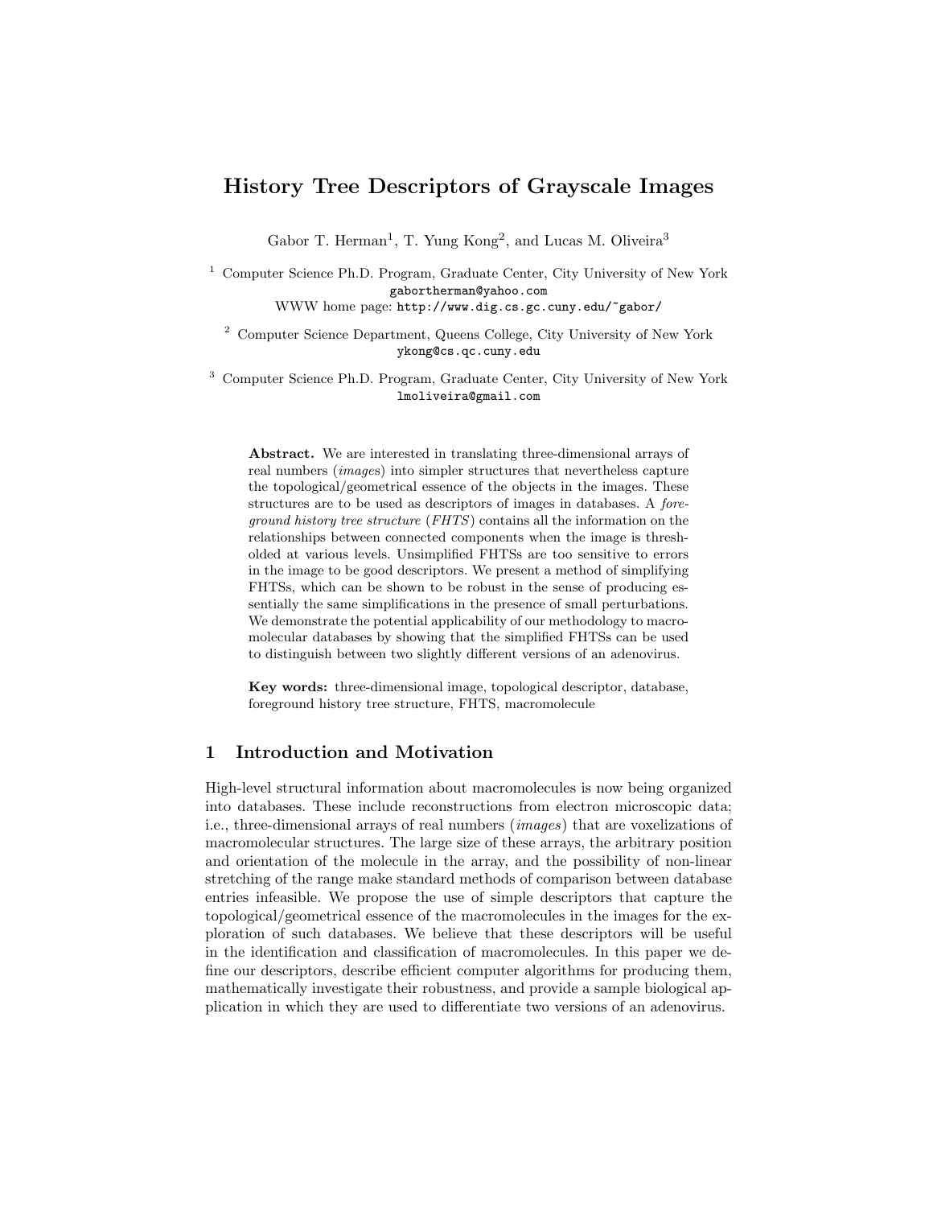# History Tree Descriptors of Grayscale Images

Gabor T. Herman[1], T. Yung Kong[2], and Lucas M. Oliveira[3]

[1] Computer Science Ph.D. Program, Graduate Center, City University of New York
gabortherman@yahoo.com
WWW home page: http://www.dig.cs.gc.cuny.edu/~gabor/

[2] Computer Science Department, Queens College, City University of New York
ykong@cs.qc.cuny.edu

[3] Computer Science Ph.D. Program, Graduate Center, City University of New York
lmoliveira@gmail.com

**Abstract.** We are interested in translating three-dimensional arrays of real numbers (*images*) into simpler structures that nevertheless capture the topological/geometrical essence of the objects in the images. These structures are to be used as descriptors of images in databases. A *foreground history tree structure* (*FHTS*) contains all the information on the relationships between connected components when the image is thresholded at various levels. Unsimplified FHTSs are too sensitive to errors in the image to be good descriptors. We present a method of simplifying FHTSs, which can be shown to be robust in the sense of producing essentially the same simplifications in the presence of small perturbations. We demonstrate the potential applicability of our methodology to macromolecular databases by showing that the simplified FHTSs can be used to distinguish between two slightly different versions of an adenovirus.

**Key words:** three-dimensional image, topological descriptor, database, foreground history tree structure, FHTS, macromolecule

## 1 Introduction and Motivation

High-level structural information about macromolecules is now being organized into databases. These include reconstructions from electron microscopic data; i.e., three-dimensional arrays of real numbers (*images*) that are voxelizations of macromolecular structures. The large size of these arrays, the arbitrary position and orientation of the molecule in the array, and the possibility of non-linear stretching of the range make standard methods of comparison between database entries infeasible. We propose the use of simple descriptors that capture the topological/geometrical essence of the macromolecules in the images for the exploration of such databases. We believe that these descriptors will be useful in the identification and classification of macromolecules. In this paper we define our descriptors, describe efficient computer algorithms for producing them, mathematically investigate their robustness, and provide a sample biological application in which they are used to differentiate two versions of an adenovirus.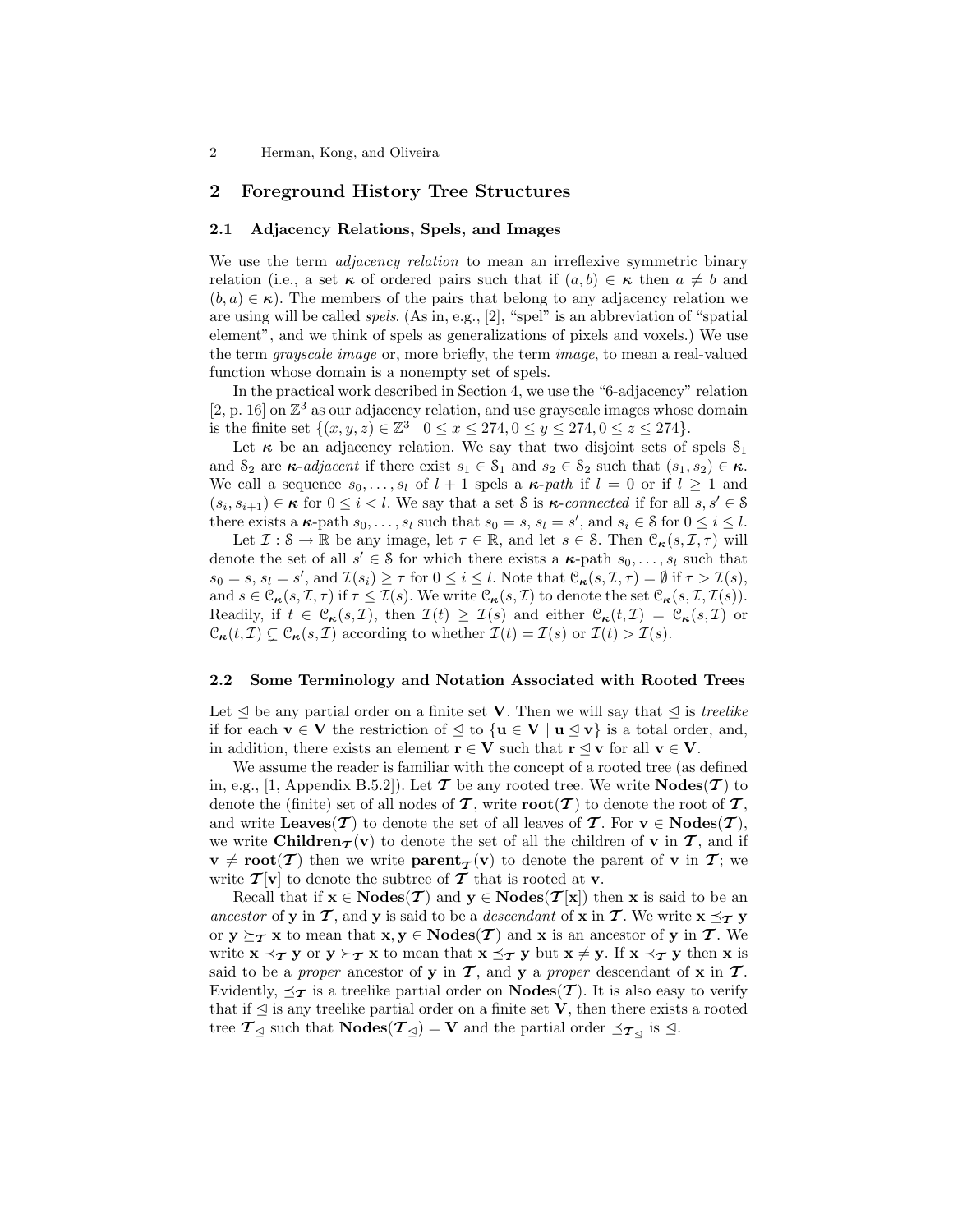## 2 Foreground History Tree Structures

### 2.1 Adjacency Relations, Spels, and Images

We use the term *adjacency relation* to mean an irreflexive symmetric binary relation (i.e., a set $\boldsymbol{\kappa}$ of ordered pairs such that if $(a, b) \in \boldsymbol{\kappa}$ then $a \neq b$ and $(b, a) \in \boldsymbol{\kappa}$). The members of the pairs that belong to any adjacency relation we are using will be called *spels*. (As in, e.g., [2], "spel" is an abbreviation of "spatial element", and we think of spels as generalizations of pixels and voxels.) We use the term *grayscale image* or, more briefly, the term *image*, to mean a real-valued function whose domain is a nonempty set of spels.

In the practical work described in Section 4, we use the "6-adjacency" relation [2, p. 16] on $\mathbb{Z}^3$ as our adjacency relation, and use grayscale images whose domain is the finite set $\{(x, y, z) \in \mathbb{Z}^3 \mid 0 \leq x \leq 274, 0 \leq y \leq 274, 0 \leq z \leq 274\}$.

Let $\boldsymbol{\kappa}$ be an adjacency relation. We say that two disjoint sets of spels $\mathcal{S}_1$ and $\mathcal{S}_2$ are $\boldsymbol{\kappa}$*-adjacent* if there exist $s_1 \in \mathcal{S}_1$ and $s_2 \in \mathcal{S}_2$ such that $(s_1, s_2) \in \boldsymbol{\kappa}$. We call a sequence $s_0, \ldots, s_l$ of $l + 1$ spels a $\boldsymbol{\kappa}$*-path* if $l = 0$ or if $l \geq 1$ and $(s_i, s_{i+1}) \in \boldsymbol{\kappa}$ for $0 \leq i < l$. We say that a set $\mathcal{S}$ is $\boldsymbol{\kappa}$*-connected* if for all $s, s' \in \mathcal{S}$ there exists a $\boldsymbol{\kappa}$-path $s_0, \ldots, s_l$ such that $s_0 = s$, $s_l = s'$, and $s_i \in \mathcal{S}$ for $0 \leq i \leq l$.

Let $\mathcal{I} : \mathcal{S} \to \mathbb{R}$ be any image, let $\tau \in \mathbb{R}$, and let $s \in \mathcal{S}$. Then $\mathcal{C}_{\boldsymbol{\kappa}}(s, \mathcal{I}, \tau)$ will denote the set of all $s' \in \mathcal{S}$ for which there exists a $\boldsymbol{\kappa}$-path $s_0, \ldots, s_l$ such that $s_0 = s$, $s_l = s'$, and $\mathcal{I}(s_i) \geq \tau$ for $0 \leq i \leq l$. Note that $\mathcal{C}_{\boldsymbol{\kappa}}(s, \mathcal{I}, \tau) = \emptyset$ if $\tau > \mathcal{I}(s)$, and $s \in \mathcal{C}_{\boldsymbol{\kappa}}(s, \mathcal{I}, \tau)$ if $\tau \leq \mathcal{I}(s)$. We write $\mathcal{C}_{\boldsymbol{\kappa}}(s, \mathcal{I})$ to denote the set $\mathcal{C}_{\boldsymbol{\kappa}}(s, \mathcal{I}, \mathcal{I}(s))$. Readily, if $t \in \mathcal{C}_{\boldsymbol{\kappa}}(s, \mathcal{I})$, then $\mathcal{I}(t) \geq \mathcal{I}(s)$ and either $\mathcal{C}_{\boldsymbol{\kappa}}(t, \mathcal{I}) = \mathcal{C}_{\boldsymbol{\kappa}}(s, \mathcal{I})$ or $\mathcal{C}_{\boldsymbol{\kappa}}(t, \mathcal{I}) \subsetneq \mathcal{C}_{\boldsymbol{\kappa}}(s, \mathcal{I})$ according to whether $\mathcal{I}(t) = \mathcal{I}(s)$ or $\mathcal{I}(t) > \mathcal{I}(s)$.

### 2.2 Some Terminology and Notation Associated with Rooted Trees

Let $\trianglelefteq$ be any partial order on a finite set $\mathbf{V}$. Then we will say that $\trianglelefteq$ is *treelike* if for each $\mathbf{v} \in \mathbf{V}$ the restriction of $\trianglelefteq$ to $\{\mathbf{u} \in \mathbf{V} \mid \mathbf{u} \trianglelefteq \mathbf{v}\}$ is a total order, and, in addition, there exists an element $\mathbf{r} \in \mathbf{V}$ such that $\mathbf{r} \trianglelefteq \mathbf{v}$ for all $\mathbf{v} \in \mathbf{V}$.

We assume the reader is familiar with the concept of a rooted tree (as defined in, e.g., [1, Appendix B.5.2]). Let $\boldsymbol{\mathcal{T}}$ be any rooted tree. We write $\mathbf{Nodes}(\boldsymbol{\mathcal{T}})$ to denote the (finite) set of all nodes of $\boldsymbol{\mathcal{T}}$, write $\mathbf{root}(\boldsymbol{\mathcal{T}})$ to denote the root of $\boldsymbol{\mathcal{T}}$, and write $\mathbf{Leaves}(\boldsymbol{\mathcal{T}})$ to denote the set of all leaves of $\boldsymbol{\mathcal{T}}$. For $\mathbf{v} \in \mathbf{Nodes}(\boldsymbol{\mathcal{T}})$, we write $\mathbf{Children}_{\boldsymbol{\mathcal{T}}}(\mathbf{v})$ to denote the set of all the children of $\mathbf{v}$ in $\boldsymbol{\mathcal{T}}$, and if $\mathbf{v} \neq \mathbf{root}(\boldsymbol{\mathcal{T}})$ then we write $\mathbf{parent}_{\boldsymbol{\mathcal{T}}}(\mathbf{v})$ to denote the parent of $\mathbf{v}$ in $\boldsymbol{\mathcal{T}}$; we write $\boldsymbol{\mathcal{T}}[\mathbf{v}]$ to denote the subtree of $\boldsymbol{\mathcal{T}}$ that is rooted at $\mathbf{v}$.

Recall that if $\mathbf{x} \in \mathbf{Nodes}(\boldsymbol{\mathcal{T}})$ and $\mathbf{y} \in \mathbf{Nodes}(\boldsymbol{\mathcal{T}}[\mathbf{x}])$ then $\mathbf{x}$ is said to be an *ancestor* of $\mathbf{y}$ in $\boldsymbol{\mathcal{T}}$, and $\mathbf{y}$ is said to be a *descendant* of $\mathbf{x}$ in $\boldsymbol{\mathcal{T}}$. We write $\mathbf{x} \preceq_{\boldsymbol{\mathcal{T}}} \mathbf{y}$ or $\mathbf{y} \succeq_{\boldsymbol{\mathcal{T}}} \mathbf{x}$ to mean that $\mathbf{x}, \mathbf{y} \in \mathbf{Nodes}(\boldsymbol{\mathcal{T}})$ and $\mathbf{x}$ is an ancestor of $\mathbf{y}$ in $\boldsymbol{\mathcal{T}}$. We write $\mathbf{x} \prec_{\boldsymbol{\mathcal{T}}} \mathbf{y}$ or $\mathbf{y} \succ_{\boldsymbol{\mathcal{T}}} \mathbf{x}$ to mean that $\mathbf{x} \preceq_{\boldsymbol{\mathcal{T}}} \mathbf{y}$ but $\mathbf{x} \neq \mathbf{y}$. If $\mathbf{x} \prec_{\boldsymbol{\mathcal{T}}} \mathbf{y}$ then $\mathbf{x}$ is said to be a *proper* ancestor of $\mathbf{y}$ in $\boldsymbol{\mathcal{T}}$, and $\mathbf{y}$ a *proper* descendant of $\mathbf{x}$ in $\boldsymbol{\mathcal{T}}$. Evidently, $\preceq_{\boldsymbol{\mathcal{T}}}$ is a treelike partial order on $\mathbf{Nodes}(\boldsymbol{\mathcal{T}})$. It is also easy to verify that if $\trianglelefteq$ is any treelike partial order on a finite set $\mathbf{V}$, then there exists a rooted tree $\boldsymbol{\mathcal{T}}_{\trianglelefteq}$ such that $\mathbf{Nodes}(\boldsymbol{\mathcal{T}}_{\trianglelefteq}) = \mathbf{V}$ and the partial order $\preceq_{\boldsymbol{\mathcal{T}}_{\trianglelefteq}}$ is $\trianglelefteq$.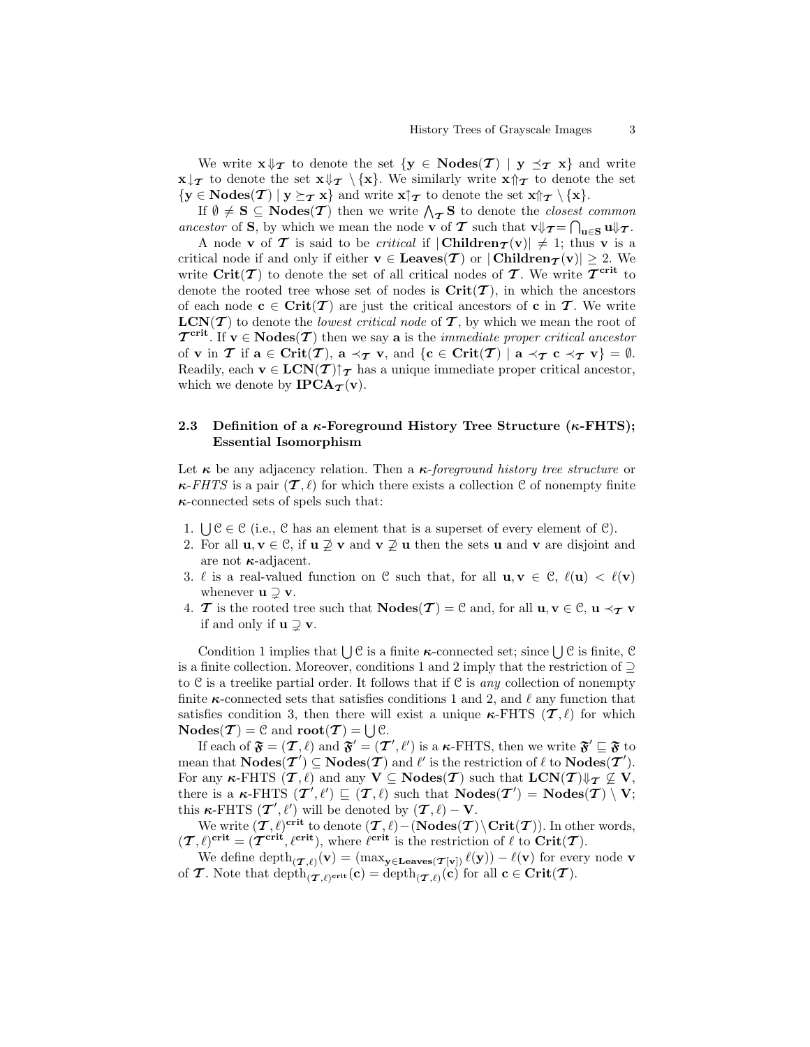We write $\mathbf{x}\Downarrow_{\boldsymbol{\mathcal{T}}}$ to denote the set $\{\mathbf{y} \in \mathbf{Nodes}(\boldsymbol{\mathcal{T}}) \mid \mathbf{y} \preceq_{\boldsymbol{\mathcal{T}}} \mathbf{x}\}$ and write $\mathbf{x}\downarrow_{\boldsymbol{\mathcal{T}}}$ to denote the set $\mathbf{x}\Downarrow_{\boldsymbol{\mathcal{T}}} \setminus \{\mathbf{x}\}$. We similarly write $\mathbf{x}\Uparrow_{\boldsymbol{\mathcal{T}}}$ to denote the set $\{\mathbf{y} \in \mathbf{Nodes}(\boldsymbol{\mathcal{T}}) \mid \mathbf{y} \succeq_{\boldsymbol{\mathcal{T}}} \mathbf{x}\}$ and write $\mathbf{x}\uparrow_{\boldsymbol{\mathcal{T}}}$ to denote the set $\mathbf{x}\Uparrow_{\boldsymbol{\mathcal{T}}} \setminus \{\mathbf{x}\}$.

If $\emptyset \neq \mathbf{S} \subseteq \mathbf{Nodes}(\boldsymbol{\mathcal{T}})$ then we write $\bigwedge_{\boldsymbol{\mathcal{T}}} \mathbf{S}$ to denote the *closest common ancestor* of $\mathbf{S}$, by which we mean the node $\mathbf{v}$ of $\boldsymbol{\mathcal{T}}$ such that $\mathbf{v}\Downarrow_{\boldsymbol{\mathcal{T}}} = \bigcap_{\mathbf{u}\in\mathbf{S}} \mathbf{u}\Downarrow_{\boldsymbol{\mathcal{T}}}$.

A node $\mathbf{v}$ of $\boldsymbol{\mathcal{T}}$ is said to be *critical* if $|\mathbf{Children}_{\boldsymbol{\mathcal{T}}}(\mathbf{v})| \neq 1$; thus $\mathbf{v}$ is a critical node if and only if either $\mathbf{v} \in \mathbf{Leaves}(\boldsymbol{\mathcal{T}})$ or $|\mathbf{Children}_{\boldsymbol{\mathcal{T}}}(\mathbf{v})| \geq 2$. We write $\mathbf{Crit}(\boldsymbol{\mathcal{T}})$ to denote the set of all critical nodes of $\boldsymbol{\mathcal{T}}$. We write $\boldsymbol{\mathcal{T}}^{\mathbf{crit}}$ to denote the rooted tree whose set of nodes is $\mathbf{Crit}(\boldsymbol{\mathcal{T}})$, in which the ancestors of each node $\mathbf{c} \in \mathbf{Crit}(\boldsymbol{\mathcal{T}})$ are just the critical ancestors of $\mathbf{c}$ in $\boldsymbol{\mathcal{T}}$. We write $\mathbf{LCN}(\boldsymbol{\mathcal{T}})$ to denote the *lowest critical node* of $\boldsymbol{\mathcal{T}}$, by which we mean the root of $\boldsymbol{\mathcal{T}}^{\mathbf{crit}}$. If $\mathbf{v} \in \mathbf{Nodes}(\boldsymbol{\mathcal{T}})$ then we say $\mathbf{a}$ is the *immediate proper critical ancestor* of $\mathbf{v}$ in $\boldsymbol{\mathcal{T}}$ if $\mathbf{a} \in \mathbf{Crit}(\boldsymbol{\mathcal{T}})$, $\mathbf{a} \prec_{\boldsymbol{\mathcal{T}}} \mathbf{v}$, and $\{\mathbf{c} \in \mathbf{Crit}(\boldsymbol{\mathcal{T}}) \mid \mathbf{a} \prec_{\boldsymbol{\mathcal{T}}} \mathbf{c} \prec_{\boldsymbol{\mathcal{T}}} \mathbf{v}\} = \emptyset$. Readily, each $\mathbf{v} \in \mathbf{LCN}(\boldsymbol{\mathcal{T}})\uparrow_{\boldsymbol{\mathcal{T}}}$ has a unique immediate proper critical ancestor, which we denote by $\mathbf{IPCA}_{\boldsymbol{\mathcal{T}}}(\mathbf{v})$.

### 2.3 Definition of a $\boldsymbol{\kappa}$-Foreground History Tree Structure ($\boldsymbol{\kappa}$-FHTS); Essential Isomorphism

Let $\boldsymbol{\kappa}$ be any adjacency relation. Then a $\boldsymbol{\kappa}$-*foreground history tree structure* or $\boldsymbol{\kappa}$-*FHTS* is a pair $(\boldsymbol{\mathcal{T}}, \ell)$ for which there exists a collection $\mathcal{C}$ of nonempty finite $\boldsymbol{\kappa}$-connected sets of spels such that:

1. $\bigcup \mathcal{C} \in \mathcal{C}$ (i.e., $\mathcal{C}$ has an element that is a superset of every element of $\mathcal{C}$).
2. For all $\mathbf{u}, \mathbf{v} \in \mathcal{C}$, if $\mathbf{u} \not\supseteq \mathbf{v}$ and $\mathbf{v} \not\supseteq \mathbf{u}$ then the sets $\mathbf{u}$ and $\mathbf{v}$ are disjoint and are not $\boldsymbol{\kappa}$-adjacent.
3. $\ell$ is a real-valued function on $\mathcal{C}$ such that, for all $\mathbf{u}, \mathbf{v} \in \mathcal{C}$, $\ell(\mathbf{u}) < \ell(\mathbf{v})$ whenever $\mathbf{u} \supsetneq \mathbf{v}$.
4. $\boldsymbol{\mathcal{T}}$ is the rooted tree such that $\mathbf{Nodes}(\boldsymbol{\mathcal{T}}) = \mathcal{C}$ and, for all $\mathbf{u}, \mathbf{v} \in \mathcal{C}$, $\mathbf{u} \prec_{\boldsymbol{\mathcal{T}}} \mathbf{v}$ if and only if $\mathbf{u} \supsetneq \mathbf{v}$.

Condition 1 implies that $\bigcup \mathcal{C}$ is a finite $\boldsymbol{\kappa}$-connected set; since $\bigcup \mathcal{C}$ is finite, $\mathcal{C}$ is a finite collection. Moreover, conditions 1 and 2 imply that the restriction of $\supseteq$ to $\mathcal{C}$ is a treelike partial order. It follows that if $\mathcal{C}$ is *any* collection of nonempty finite $\boldsymbol{\kappa}$-connected sets that satisfies conditions 1 and 2, and $\ell$ any function that satisfies condition 3, then there will exist a unique $\boldsymbol{\kappa}$-FHTS $(\boldsymbol{\mathcal{T}}, \ell)$ for which $\mathbf{Nodes}(\boldsymbol{\mathcal{T}}) = \mathcal{C}$ and $\mathbf{root}(\boldsymbol{\mathcal{T}}) = \bigcup \mathcal{C}$.

If each of $\mathfrak{F} = (\boldsymbol{\mathcal{T}}, \ell)$ and $\mathfrak{F}' = (\boldsymbol{\mathcal{T}}', \ell')$ is a $\boldsymbol{\kappa}$-FHTS, then we write $\mathfrak{F}' \sqsubseteq \mathfrak{F}$ to mean that $\mathbf{Nodes}(\boldsymbol{\mathcal{T}}') \subseteq \mathbf{Nodes}(\boldsymbol{\mathcal{T}})$ and $\ell'$ is the restriction of $\ell$ to $\mathbf{Nodes}(\boldsymbol{\mathcal{T}}')$. For any $\boldsymbol{\kappa}$-FHTS $(\boldsymbol{\mathcal{T}}, \ell)$ and any $\mathbf{V} \subseteq \mathbf{Nodes}(\boldsymbol{\mathcal{T}})$ such that $\mathbf{LCN}(\boldsymbol{\mathcal{T}})\Downarrow_{\boldsymbol{\mathcal{T}}} \not\subseteq \mathbf{V}$, there is a $\boldsymbol{\kappa}$-FHTS $(\boldsymbol{\mathcal{T}}', \ell') \sqsubseteq (\boldsymbol{\mathcal{T}}, \ell)$ such that $\mathbf{Nodes}(\boldsymbol{\mathcal{T}}') = \mathbf{Nodes}(\boldsymbol{\mathcal{T}}) \setminus \mathbf{V}$; this $\boldsymbol{\kappa}$-FHTS $(\boldsymbol{\mathcal{T}}', \ell')$ will be denoted by $(\boldsymbol{\mathcal{T}}, \ell) - \mathbf{V}$.

We write $(\boldsymbol{\mathcal{T}}, \ell)^{\mathbf{crit}}$ to denote $(\boldsymbol{\mathcal{T}}, \ell) - (\mathbf{Nodes}(\boldsymbol{\mathcal{T}}) \setminus \mathbf{Crit}(\boldsymbol{\mathcal{T}}))$. In other words, $(\boldsymbol{\mathcal{T}}, \ell)^{\mathbf{crit}} = (\boldsymbol{\mathcal{T}}^{\mathbf{crit}}, \ell^{\mathbf{crit}})$, where $\ell^{\mathbf{crit}}$ is the restriction of $\ell$ to $\mathbf{Crit}(\boldsymbol{\mathcal{T}})$.

We define $\text{depth}_{(\boldsymbol{\mathcal{T}}, \ell)}(\mathbf{v}) = (\max_{\mathbf{y} \in \mathbf{Leaves}(\boldsymbol{\mathcal{T}}[\mathbf{v}])} \ell(\mathbf{y})) - \ell(\mathbf{v})$ for every node $\mathbf{v}$ of $\boldsymbol{\mathcal{T}}$. Note that $\text{depth}_{(\boldsymbol{\mathcal{T}}, \ell)^{\mathbf{crit}}}(\mathbf{c}) = \text{depth}_{(\boldsymbol{\mathcal{T}}, \ell)}(\mathbf{c})$ for all $\mathbf{c} \in \mathbf{Crit}(\boldsymbol{\mathcal{T}})$.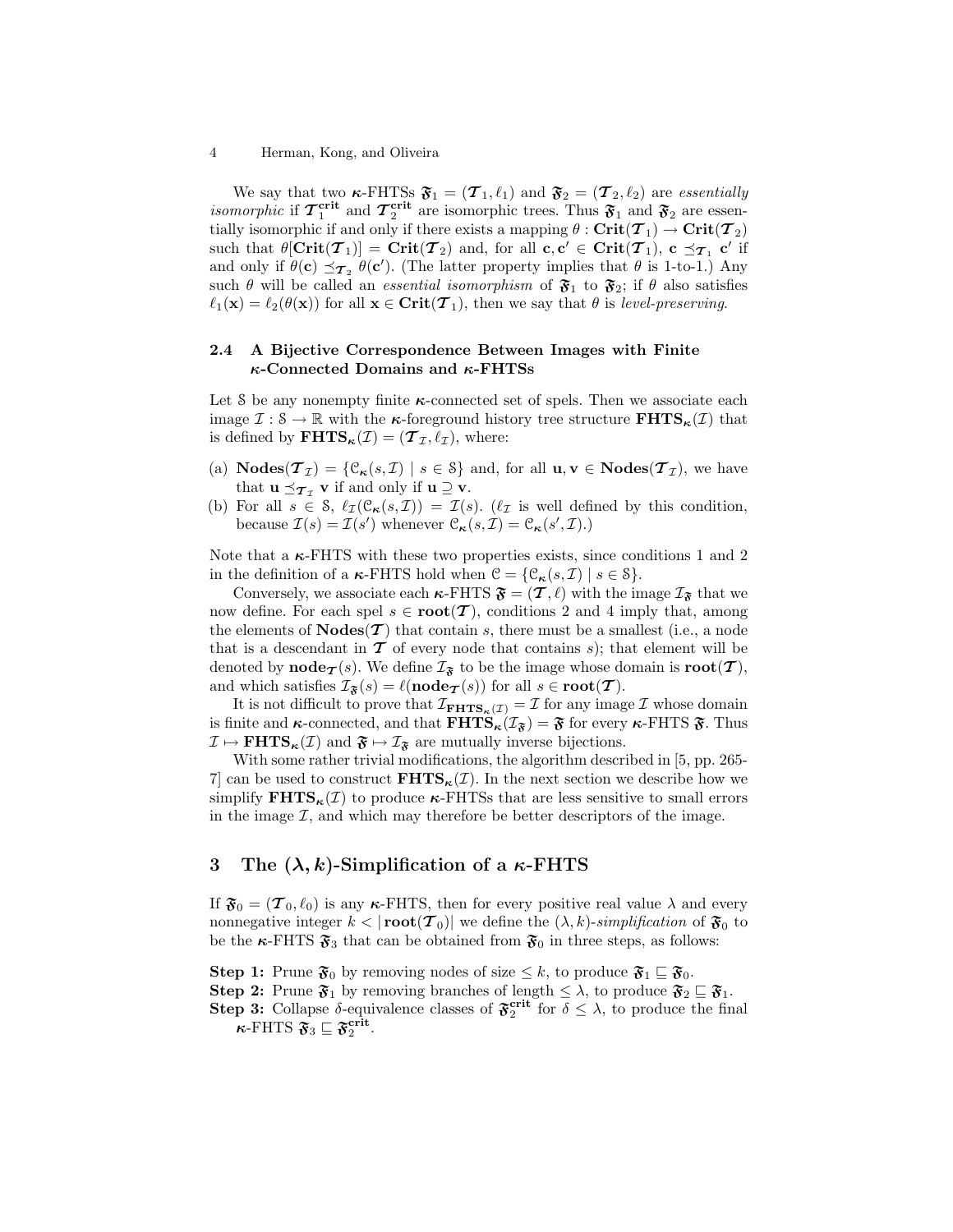We say that two $\boldsymbol{\kappa}$-FHTSs $\mathfrak{F}_1 = (\boldsymbol{\mathcal{T}}_1, \ell_1)$ and $\mathfrak{F}_2 = (\boldsymbol{\mathcal{T}}_2, \ell_2)$ are *essentially isomorphic* if $\boldsymbol{\mathcal{T}}_1^{\mathbf{crit}}$ and $\boldsymbol{\mathcal{T}}_2^{\mathbf{crit}}$ are isomorphic trees. Thus $\mathfrak{F}_1$ and $\mathfrak{F}_2$ are essentially isomorphic if and only if there exists a mapping $\theta : \mathbf{Crit}(\boldsymbol{\mathcal{T}}_1) \to \mathbf{Crit}(\boldsymbol{\mathcal{T}}_2)$ such that $\theta[\mathbf{Crit}(\boldsymbol{\mathcal{T}}_1)] = \mathbf{Crit}(\boldsymbol{\mathcal{T}}_2)$ and, for all $\mathbf{c}, \mathbf{c}' \in \mathbf{Crit}(\boldsymbol{\mathcal{T}}_1)$, $\mathbf{c} \preceq_{\boldsymbol{\mathcal{T}}_1} \mathbf{c}'$ if and only if $\theta(\mathbf{c}) \preceq_{\boldsymbol{\mathcal{T}}_2} \theta(\mathbf{c}')$. (The latter property implies that $\theta$ is 1-to-1.) Any such $\theta$ will be called an *essential isomorphism* of $\mathfrak{F}_1$ to $\mathfrak{F}_2$; if $\theta$ also satisfies $\ell_1(\mathbf{x}) = \ell_2(\theta(\mathbf{x}))$ for all $\mathbf{x} \in \mathbf{Crit}(\boldsymbol{\mathcal{T}}_1)$, then we say that $\theta$ is *level-preserving*.

### 2.4 A Bijective Correspondence Between Images with Finite $\boldsymbol{\kappa}$-Connected Domains and $\boldsymbol{\kappa}$-FHTSs

Let $\mathcal{S}$ be any nonempty finite $\boldsymbol{\kappa}$-connected set of spels. Then we associate each image $\mathcal{I} : \mathcal{S} \to \mathbb{R}$ with the $\boldsymbol{\kappa}$-foreground history tree structure $\mathbf{FHTS}_{\boldsymbol{\kappa}}(\mathcal{I})$ that is defined by $\mathbf{FHTS}_{\boldsymbol{\kappa}}(\mathcal{I}) = (\boldsymbol{\mathcal{T}}_{\mathcal{I}}, \ell_{\mathcal{I}})$, where:

(a) $\mathbf{Nodes}(\boldsymbol{\mathcal{T}}_{\mathcal{I}}) = \{\mathcal{C}_{\boldsymbol{\kappa}}(s, \mathcal{I}) \mid s \in \mathcal{S}\}$ and, for all $\mathbf{u}, \mathbf{v} \in \mathbf{Nodes}(\boldsymbol{\mathcal{T}}_{\mathcal{I}})$, we have that $\mathbf{u} \preceq_{\boldsymbol{\mathcal{T}}_{\mathcal{I}}} \mathbf{v}$ if and only if $\mathbf{u} \supseteq \mathbf{v}$.

(b) For all $s \in \mathcal{S}$, $\ell_{\mathcal{I}}(\mathcal{C}_{\boldsymbol{\kappa}}(s, \mathcal{I})) = \mathcal{I}(s)$. ($\ell_{\mathcal{I}}$ is well defined by this condition, because $\mathcal{I}(s) = \mathcal{I}(s')$ whenever $\mathcal{C}_{\boldsymbol{\kappa}}(s, \mathcal{I}) = \mathcal{C}_{\boldsymbol{\kappa}}(s', \mathcal{I})$.)

Note that a $\boldsymbol{\kappa}$-FHTS with these two properties exists, since conditions 1 and 2 in the definition of a $\boldsymbol{\kappa}$-FHTS hold when $\mathcal{C} = \{\mathcal{C}_{\boldsymbol{\kappa}}(s, \mathcal{I}) \mid s \in \mathcal{S}\}$.

Conversely, we associate each $\boldsymbol{\kappa}$-FHTS $\mathfrak{F} = (\boldsymbol{\mathcal{T}}, \ell)$ with the image $\mathcal{I}_{\mathfrak{F}}$ that we now define. For each spel $s \in \mathbf{root}(\boldsymbol{\mathcal{T}})$, conditions 2 and 4 imply that, among the elements of $\mathbf{Nodes}(\boldsymbol{\mathcal{T}})$ that contain $s$, there must be a smallest (i.e., a node that is a descendant in $\boldsymbol{\mathcal{T}}$ of every node that contains $s$); that element will be denoted by $\mathbf{node}_{\boldsymbol{\mathcal{T}}}(s)$. We define $\mathcal{I}_{\mathfrak{F}}$ to be the image whose domain is $\mathbf{root}(\boldsymbol{\mathcal{T}})$, and which satisfies $\mathcal{I}_{\mathfrak{F}}(s) = \ell(\mathbf{node}_{\boldsymbol{\mathcal{T}}}(s))$ for all $s \in \mathbf{root}(\boldsymbol{\mathcal{T}})$.

It is not difficult to prove that $\mathcal{I}_{\mathbf{FHTS}_{\boldsymbol{\kappa}}(\mathcal{I})} = \mathcal{I}$ for any image $\mathcal{I}$ whose domain is finite and $\boldsymbol{\kappa}$-connected, and that $\mathbf{FHTS}_{\boldsymbol{\kappa}}(\mathcal{I}_{\mathfrak{F}}) = \mathfrak{F}$ for every $\boldsymbol{\kappa}$-FHTS $\mathfrak{F}$. Thus $\mathcal{I} \mapsto \mathbf{FHTS}_{\boldsymbol{\kappa}}(\mathcal{I})$ and $\mathfrak{F} \mapsto \mathcal{I}_{\mathfrak{F}}$ are mutually inverse bijections.

With some rather trivial modifications, the algorithm described in [5, pp. 265-7] can be used to construct $\mathbf{FHTS}_{\boldsymbol{\kappa}}(\mathcal{I})$. In the next section we describe how we simplify $\mathbf{FHTS}_{\boldsymbol{\kappa}}(\mathcal{I})$ to produce $\boldsymbol{\kappa}$-FHTSs that are less sensitive to small errors in the image $\mathcal{I}$, and which may therefore be better descriptors of the image.

## 3 The $(\boldsymbol{\lambda}, \boldsymbol{k})$-Simplification of a $\boldsymbol{\kappa}$-FHTS

If $\mathfrak{F}_0 = (\boldsymbol{\mathcal{T}}_0, \ell_0)$ is any $\boldsymbol{\kappa}$-FHTS, then for every positive real value $\lambda$ and every nonnegative integer $k < |\mathbf{root}(\boldsymbol{\mathcal{T}}_0)|$ we define the $(\lambda, k)$*-simplification* of $\mathfrak{F}_0$ to be the $\boldsymbol{\kappa}$-FHTS $\mathfrak{F}_3$ that can be obtained from $\mathfrak{F}_0$ in three steps, as follows:

**Step 1:** Prune $\mathfrak{F}_0$ by removing nodes of size $\leq k$, to produce $\mathfrak{F}_1 \sqsubseteq \mathfrak{F}_0$.

**Step 2:** Prune $\mathfrak{F}_1$ by removing branches of length $\leq \lambda$, to produce $\mathfrak{F}_2 \sqsubseteq \mathfrak{F}_1$.

**Step 3:** Collapse $\delta$-equivalence classes of $\mathfrak{F}_2^{\mathbf{crit}}$ for $\delta \leq \lambda$, to produce the final $\boldsymbol{\kappa}$-FHTS $\mathfrak{F}_3 \sqsubseteq \mathfrak{F}_2^{\mathbf{crit}}$.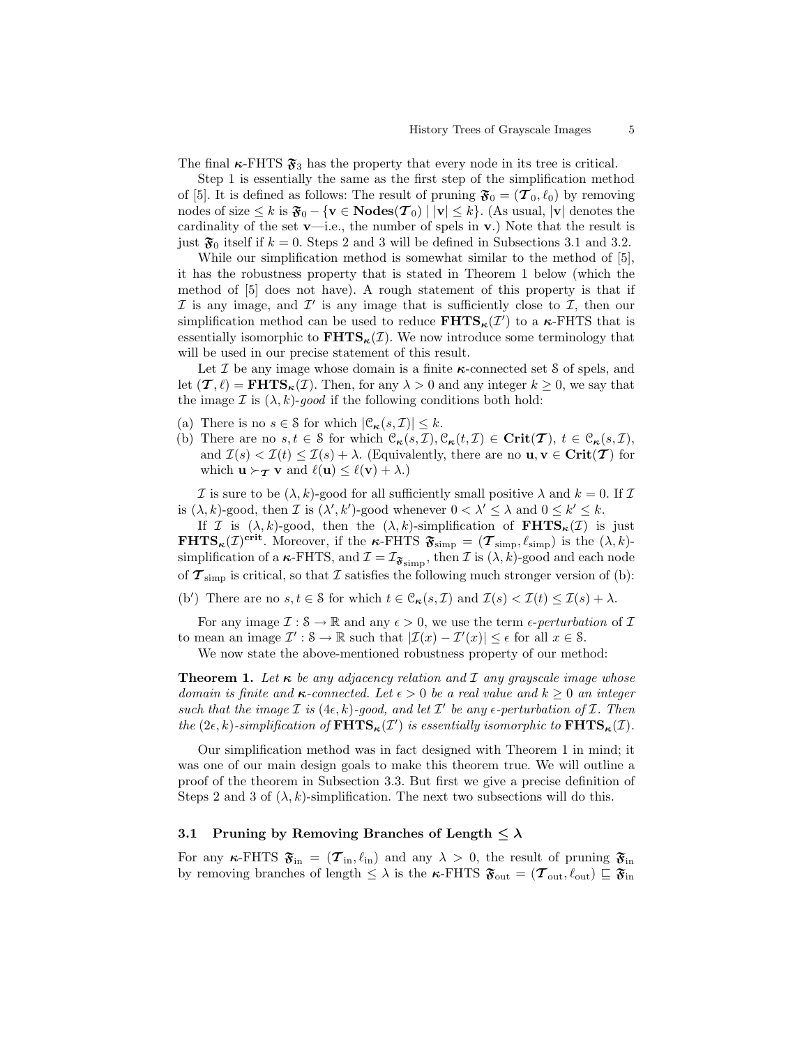The final $\boldsymbol{\kappa}$-FHTS $\mathfrak{F}_3$ has the property that every node in its tree is critical.

Step 1 is essentially the same as the first step of the simplification method of [5]. It is defined as follows: The result of pruning $\mathfrak{F}_0 = (\boldsymbol{\mathcal{T}}_0, \ell_0)$ by removing nodes of size $\leq k$ is $\mathfrak{F}_0 - \{\mathbf{v} \in \mathbf{Nodes}(\boldsymbol{\mathcal{T}}_0) \mid |\mathbf{v}| \leq k\}$. (As usual, $|\mathbf{v}|$ denotes the cardinality of the set $\mathbf{v}$—i.e., the number of spels in $\mathbf{v}$.) Note that the result is just $\mathfrak{F}_0$ itself if $k = 0$. Steps 2 and 3 will be defined in Subsections 3.1 and 3.2.

While our simplification method is somewhat similar to the method of [5], it has the robustness property that is stated in Theorem 1 below (which the method of [5] does not have). A rough statement of this property is that if $\mathcal{I}$ is any image, and $\mathcal{I}'$ is any image that is sufficiently close to $\mathcal{I}$, then our simplification method can be used to reduce $\mathbf{FHTS}_{\boldsymbol{\kappa}}(\mathcal{I}')$ to a $\boldsymbol{\kappa}$-FHTS that is essentially isomorphic to $\mathbf{FHTS}_{\boldsymbol{\kappa}}(\mathcal{I})$. We now introduce some terminology that will be used in our precise statement of this result.

Let $\mathcal{I}$ be any image whose domain is a finite $\boldsymbol{\kappa}$-connected set $\mathcal{S}$ of spels, and let $(\boldsymbol{\mathcal{T}}, \ell) = \mathbf{FHTS}_{\boldsymbol{\kappa}}(\mathcal{I})$. Then, for any $\lambda > 0$ and any integer $k \geq 0$, we say that the image $\mathcal{I}$ is $(\lambda, k)$-*good* if the following conditions both hold:

(a) There is no $s \in \mathcal{S}$ for which $|\mathcal{C}_{\boldsymbol{\kappa}}(s, \mathcal{I})| \leq k$.
(b) There are no $s, t \in \mathcal{S}$ for which $\mathcal{C}_{\boldsymbol{\kappa}}(s, \mathcal{I}), \mathcal{C}_{\boldsymbol{\kappa}}(t, \mathcal{I}) \in \mathbf{Crit}(\boldsymbol{\mathcal{T}})$, $t \in \mathcal{C}_{\boldsymbol{\kappa}}(s, \mathcal{I})$, and $\mathcal{I}(s) < \mathcal{I}(t) \leq \mathcal{I}(s) + \lambda$. (Equivalently, there are no $\mathbf{u}, \mathbf{v} \in \mathbf{Crit}(\boldsymbol{\mathcal{T}})$ for which $\mathbf{u} \succ_{\boldsymbol{\mathcal{T}}} \mathbf{v}$ and $\ell(\mathbf{u}) \leq \ell(\mathbf{v}) + \lambda$.)

$\mathcal{I}$ is sure to be $(\lambda, k)$-good for all sufficiently small positive $\lambda$ and $k = 0$. If $\mathcal{I}$ is $(\lambda, k)$-good, then $\mathcal{I}$ is $(\lambda', k')$-good whenever $0 < \lambda' \leq \lambda$ and $0 \leq k' \leq k$.

If $\mathcal{I}$ is $(\lambda, k)$-good, then the $(\lambda, k)$-simplification of $\mathbf{FHTS}_{\boldsymbol{\kappa}}(\mathcal{I})$ is just $\mathbf{FHTS}_{\boldsymbol{\kappa}}(\mathcal{I})^{\mathbf{crit}}$. Moreover, if the $\boldsymbol{\kappa}$-FHTS $\mathfrak{F}_{\text{simp}} = (\boldsymbol{\mathcal{T}}_{\text{simp}}, \ell_{\text{simp}})$ is the $(\lambda, k)$-simplification of a $\boldsymbol{\kappa}$-FHTS, and $\mathcal{I} = \mathcal{I}_{\mathfrak{F}_{\text{simp}}}$, then $\mathcal{I}$ is $(\lambda, k)$-good and each node of $\boldsymbol{\mathcal{T}}_{\text{simp}}$ is critical, so that $\mathcal{I}$ satisfies the following much stronger version of (b):

(b′) There are no $s, t \in \mathcal{S}$ for which $t \in \mathcal{C}_{\boldsymbol{\kappa}}(s, \mathcal{I})$ and $\mathcal{I}(s) < \mathcal{I}(t) \leq \mathcal{I}(s) + \lambda$.

For any image $\mathcal{I} : \mathcal{S} \to \mathbb{R}$ and any $\epsilon > 0$, we use the term $\epsilon$-*perturbation* of $\mathcal{I}$ to mean an image $\mathcal{I}' : \mathcal{S} \to \mathbb{R}$ such that $|\mathcal{I}(x) - \mathcal{I}'(x)| \leq \epsilon$ for all $x \in \mathcal{S}$.

We now state the above-mentioned robustness property of our method:

**Theorem 1.** *Let $\boldsymbol{\kappa}$ be any adjacency relation and $\mathcal{I}$ any grayscale image whose domain is finite and $\boldsymbol{\kappa}$-connected. Let $\epsilon > 0$ be a real value and $k \geq 0$ an integer such that the image $\mathcal{I}$ is $(4\epsilon, k)$-good, and let $\mathcal{I}'$ be any $\epsilon$-perturbation of $\mathcal{I}$. Then the $(2\epsilon, k)$-simplification of $\mathbf{FHTS}_{\boldsymbol{\kappa}}(\mathcal{I}')$ is essentially isomorphic to $\mathbf{FHTS}_{\boldsymbol{\kappa}}(\mathcal{I})$.*

Our simplification method was in fact designed with Theorem 1 in mind; it was one of our main design goals to make this theorem true. We will outline a proof of the theorem in Subsection 3.3. But first we give a precise definition of Steps 2 and 3 of $(\lambda, k)$-simplification. The next two subsections will do this.

### 3.1 Pruning by Removing Branches of Length $\leq \lambda$

For any $\boldsymbol{\kappa}$-FHTS $\mathfrak{F}_{\text{in}} = (\boldsymbol{\mathcal{T}}_{\text{in}}, \ell_{\text{in}})$ and any $\lambda > 0$, the result of pruning $\mathfrak{F}_{\text{in}}$ by removing branches of length $\leq \lambda$ is the $\boldsymbol{\kappa}$-FHTS $\mathfrak{F}_{\text{out}} = (\boldsymbol{\mathcal{T}}_{\text{out}}, \ell_{\text{out}}) \sqsubseteq \mathfrak{F}_{\text{in}}$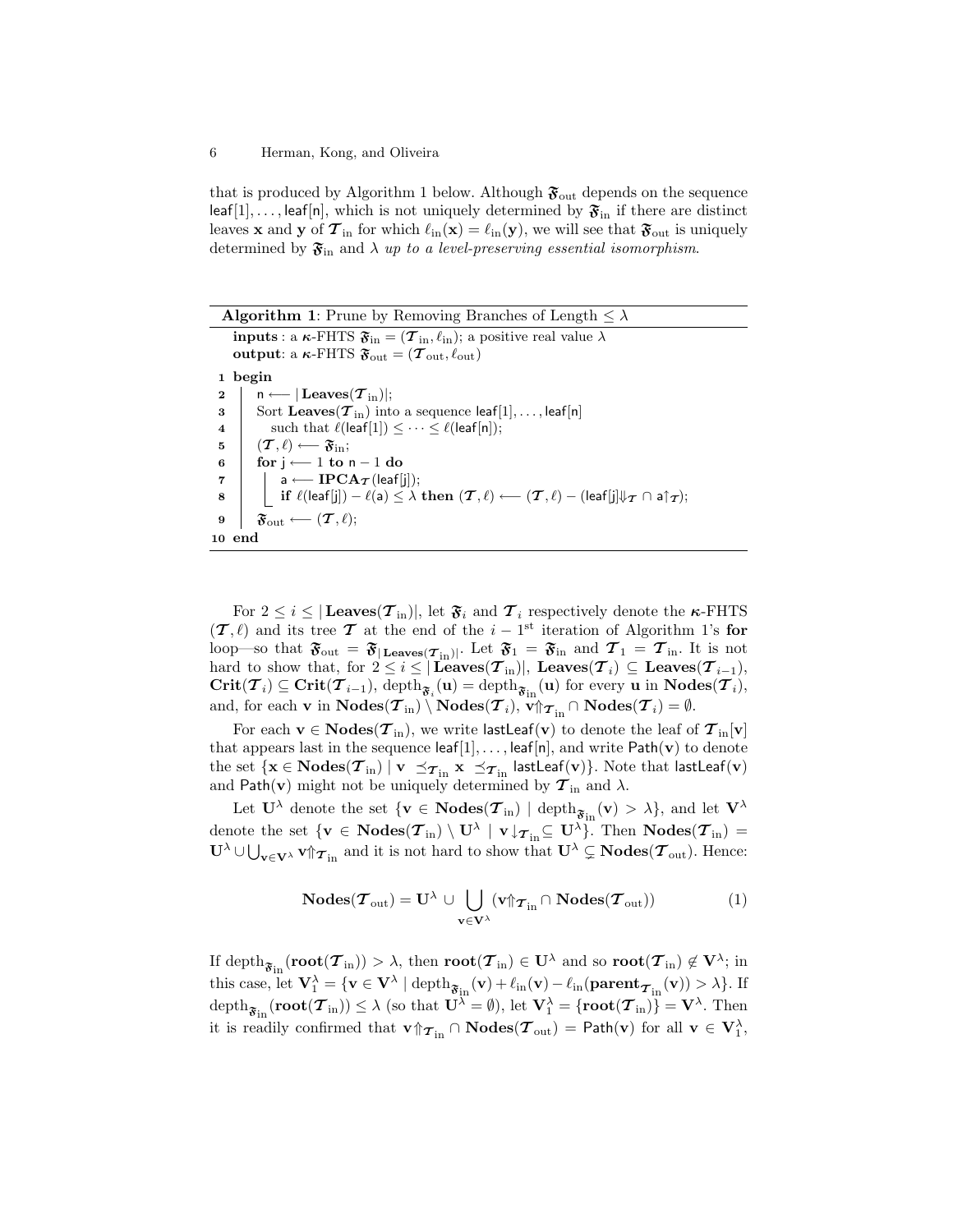that is produced by Algorithm 1 below. Although $\mathfrak{F}_{\text{out}}$ depends on the sequence $\mathsf{leaf}[1], \ldots, \mathsf{leaf}[\mathsf{n}]$, which is not uniquely determined by $\mathfrak{F}_{\text{in}}$ if there are distinct leaves $\mathbf{x}$ and $\mathbf{y}$ of $\boldsymbol{\mathcal{T}}_{\text{in}}$ for which $\ell_{\text{in}}(\mathbf{x}) = \ell_{\text{in}}(\mathbf{y})$, we will see that $\mathfrak{F}_{\text{out}}$ is uniquely determined by $\mathfrak{F}_{\text{in}}$ and $\lambda$ *up to a level-preserving essential isomorphism*.

**Algorithm 1**: Prune by Removing Branches of Length $\leq \lambda$

```
   inputs : a κ-FHTS F_in = (T_in, ℓ_in); a positive real value λ
   output: a κ-FHTS F_out = (T_out, ℓ_out)
 1 begin
 2    n ⟵ |Leaves(T_in)|;
 3    Sort Leaves(T_in) into a sequence leaf[1], ..., leaf[n]
 4       such that ℓ(leaf[1]) ≤ ··· ≤ ℓ(leaf[n]);
 5    (T, ℓ) ⟵ F_in;
 6    for j ⟵ 1 to n − 1 do
 7       a ⟵ IPCA_T(leaf[j]);
 8       if ℓ(leaf[j]) − ℓ(a) ≤ λ then (T, ℓ) ⟵ (T, ℓ) − (leaf[j]⇓_T ∩ a↑_T);
 9    F_out ⟵ (T, ℓ);
10 end
```

For $2 \leq i \leq |\mathbf{Leaves}(\boldsymbol{\mathcal{T}}_{\text{in}})|$, let $\mathfrak{F}_i$ and $\boldsymbol{\mathcal{T}}_i$ respectively denote the $\boldsymbol{\kappa}$-FHTS $(\boldsymbol{\mathcal{T}}, \ell)$ and its tree $\boldsymbol{\mathcal{T}}$ at the end of the $i-1^{\text{st}}$ iteration of Algorithm 1's **for** loop—so that $\mathfrak{F}_{\text{out}} = \mathfrak{F}_{|\mathbf{Leaves}(\boldsymbol{\mathcal{T}}_{\text{in}})|}$. Let $\mathfrak{F}_1 = \mathfrak{F}_{\text{in}}$ and $\boldsymbol{\mathcal{T}}_1 = \boldsymbol{\mathcal{T}}_{\text{in}}$. It is not hard to show that, for $2 \leq i \leq |\mathbf{Leaves}(\boldsymbol{\mathcal{T}}_{\text{in}})|$, $\mathbf{Leaves}(\boldsymbol{\mathcal{T}}_i) \subseteq \mathbf{Leaves}(\boldsymbol{\mathcal{T}}_{i-1})$, $\mathbf{Crit}(\boldsymbol{\mathcal{T}}_i) \subseteq \mathbf{Crit}(\boldsymbol{\mathcal{T}}_{i-1})$, $\text{depth}_{\mathfrak{F}_i}(\mathbf{u}) = \text{depth}_{\mathfrak{F}_{\text{in}}}(\mathbf{u})$ for every $\mathbf{u}$ in $\mathbf{Nodes}(\boldsymbol{\mathcal{T}}_i)$, and, for each $\mathbf{v}$ in $\mathbf{Nodes}(\boldsymbol{\mathcal{T}}_{\text{in}}) \setminus \mathbf{Nodes}(\boldsymbol{\mathcal{T}}_i)$, $\mathbf{v}{\Uparrow_{\boldsymbol{\mathcal{T}}_{\text{in}}}} \cap \mathbf{Nodes}(\boldsymbol{\mathcal{T}}_i) = \emptyset$.

For each $\mathbf{v} \in \mathbf{Nodes}(\boldsymbol{\mathcal{T}}_{\text{in}})$, we write $\mathsf{lastLeaf}(\mathbf{v})$ to denote the leaf of $\boldsymbol{\mathcal{T}}_{\text{in}}[\mathbf{v}]$ that appears last in the sequence $\mathsf{leaf}[1], \ldots, \mathsf{leaf}[\mathsf{n}]$, and write $\mathsf{Path}(\mathbf{v})$ to denote the set $\{\mathbf{x} \in \mathbf{Nodes}(\boldsymbol{\mathcal{T}}_{\text{in}}) \mid \mathbf{v} \preceq_{\boldsymbol{\mathcal{T}}_{\text{in}}} \mathbf{x} \preceq_{\boldsymbol{\mathcal{T}}_{\text{in}}} \mathsf{lastLeaf}(\mathbf{v})\}$. Note that $\mathsf{lastLeaf}(\mathbf{v})$ and $\mathsf{Path}(\mathbf{v})$ might not be uniquely determined by $\boldsymbol{\mathcal{T}}_{\text{in}}$ and $\lambda$.

Let $\mathbf{U}^\lambda$ denote the set $\{\mathbf{v} \in \mathbf{Nodes}(\boldsymbol{\mathcal{T}}_{\text{in}}) \mid \text{depth}_{\mathfrak{F}_{\text{in}}}(\mathbf{v}) > \lambda\}$, and let $\mathbf{V}^\lambda$ denote the set $\{\mathbf{v} \in \mathbf{Nodes}(\boldsymbol{\mathcal{T}}_{\text{in}}) \setminus \mathbf{U}^\lambda \mid \mathbf{v}{\downarrow_{\boldsymbol{\mathcal{T}}_{\text{in}}}} \subseteq \mathbf{U}^\lambda\}$. Then $\mathbf{Nodes}(\boldsymbol{\mathcal{T}}_{\text{in}}) = \mathbf{U}^\lambda \cup \bigcup_{\mathbf{v} \in \mathbf{V}^\lambda} \mathbf{v}{\Uparrow_{\boldsymbol{\mathcal{T}}_{\text{in}}}}$ and it is not hard to show that $\mathbf{U}^\lambda \subsetneq \mathbf{Nodes}(\boldsymbol{\mathcal{T}}_{\text{out}})$. Hence:

$$\mathbf{Nodes}(\boldsymbol{\mathcal{T}}_{\text{out}}) = \mathbf{U}^\lambda \cup \bigcup_{\mathbf{v} \in \mathbf{V}^\lambda} (\mathbf{v}{\Uparrow_{\boldsymbol{\mathcal{T}}_{\text{in}}}} \cap \mathbf{Nodes}(\boldsymbol{\mathcal{T}}_{\text{out}})) \tag{1}$$

If $\text{depth}_{\mathfrak{F}_{\text{in}}}(\mathbf{root}(\boldsymbol{\mathcal{T}}_{\text{in}})) > \lambda$, then $\mathbf{root}(\boldsymbol{\mathcal{T}}_{\text{in}}) \in \mathbf{U}^\lambda$ and so $\mathbf{root}(\boldsymbol{\mathcal{T}}_{\text{in}}) \notin \mathbf{V}^\lambda$; in this case, let $\mathbf{V}_1^\lambda = \{\mathbf{v} \in \mathbf{V}^\lambda \mid \text{depth}_{\mathfrak{F}_{\text{in}}}(\mathbf{v}) + \ell_{\text{in}}(\mathbf{v}) - \ell_{\text{in}}(\mathbf{parent}_{\boldsymbol{\mathcal{T}}_{\text{in}}}(\mathbf{v})) > \lambda\}$. If $\text{depth}_{\mathfrak{F}_{\text{in}}}(\mathbf{root}(\boldsymbol{\mathcal{T}}_{\text{in}})) \leq \lambda$ (so that $\mathbf{U}^\lambda = \emptyset$), let $\mathbf{V}_1^\lambda = \{\mathbf{root}(\boldsymbol{\mathcal{T}}_{\text{in}})\} = \mathbf{V}^\lambda$. Then it is readily confirmed that $\mathbf{v}{\Uparrow_{\boldsymbol{\mathcal{T}}_{\text{in}}}} \cap \mathbf{Nodes}(\boldsymbol{\mathcal{T}}_{\text{out}}) = \mathsf{Path}(\mathbf{v})$ for all $\mathbf{v} \in \mathbf{V}_1^\lambda$,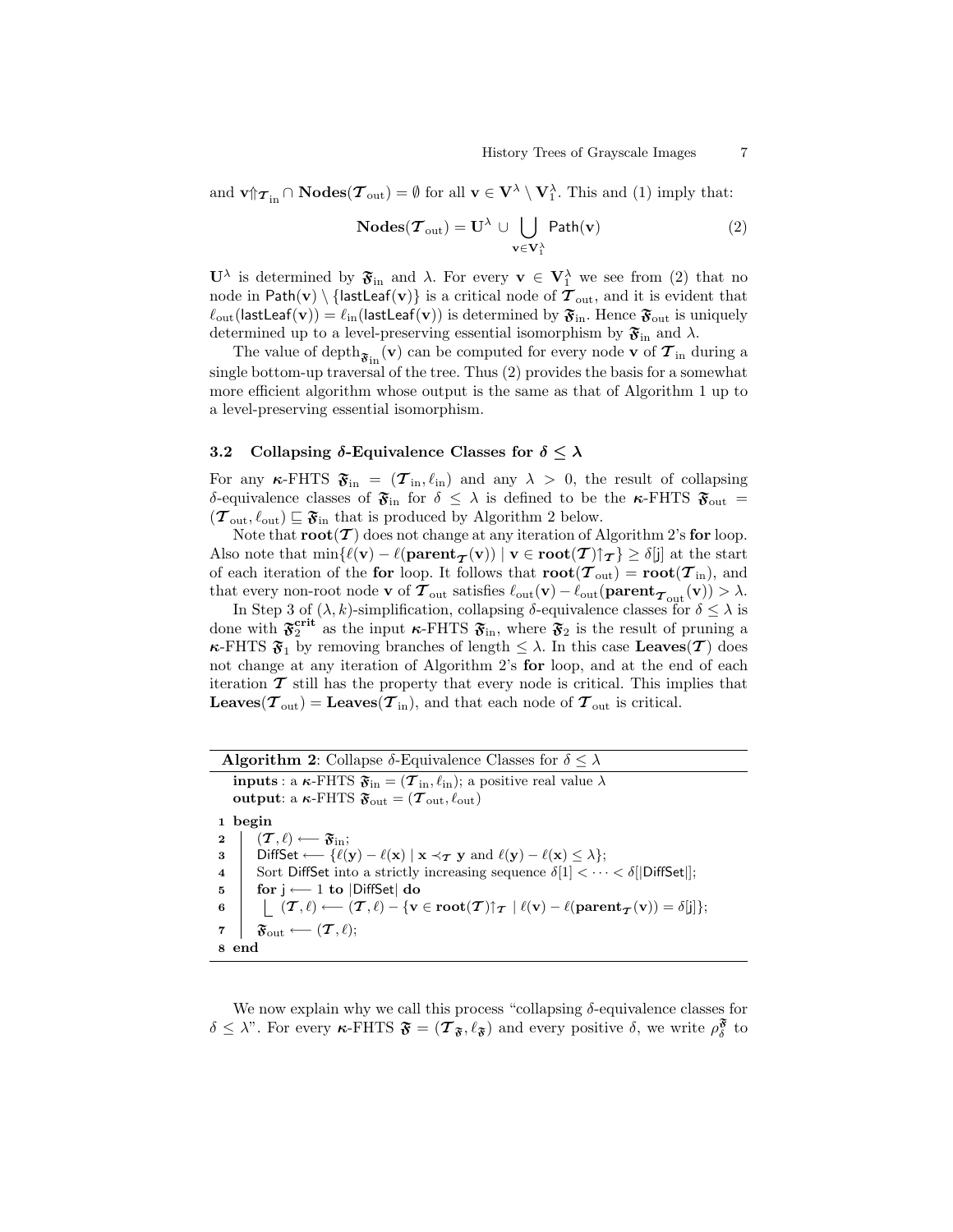and $\mathbf{v}{\Uparrow}_{\boldsymbol{\mathcal{T}}_{\rm in}} \cap \mathbf{Nodes}(\boldsymbol{\mathcal{T}}_{\rm out}) = \emptyset$ for all $\mathbf{v} \in \mathbf{V}^\lambda \setminus \mathbf{V}_1^\lambda$. This and (1) imply that:

$$\mathbf{Nodes}(\boldsymbol{\mathcal{T}}_{\rm out}) = \mathbf{U}^\lambda \cup \bigcup_{\mathbf{v} \in \mathbf{V}_1^\lambda} \mathsf{Path}(\mathbf{v}) \tag{2}$$

$\mathbf{U}^\lambda$ is determined by $\mathfrak{F}_{\rm in}$ and $\lambda$. For every $\mathbf{v} \in \mathbf{V}_1^\lambda$ we see from (2) that no node in $\mathsf{Path}(\mathbf{v}) \setminus \{\mathsf{lastLeaf}(\mathbf{v})\}$ is a critical node of $\boldsymbol{\mathcal{T}}_{\rm out}$, and it is evident that $\ell_{\rm out}(\mathsf{lastLeaf}(\mathbf{v})) = \ell_{\rm in}(\mathsf{lastLeaf}(\mathbf{v}))$ is determined by $\mathfrak{F}_{\rm in}$. Hence $\mathfrak{F}_{\rm out}$ is uniquely determined up to a level-preserving essential isomorphism by $\mathfrak{F}_{\rm in}$ and $\lambda$.

The value of $\text{depth}_{\mathfrak{F}_{\rm in}}(\mathbf{v})$ can be computed for every node $\mathbf{v}$ of $\boldsymbol{\mathcal{T}}_{\rm in}$ during a single bottom-up traversal of the tree. Thus (2) provides the basis for a somewhat more efficient algorithm whose output is the same as that of Algorithm 1 up to a level-preserving essential isomorphism.

### 3.2 Collapsing $\delta$-Equivalence Classes for $\delta \leq \lambda$

For any $\boldsymbol{\kappa}$-FHTS $\mathfrak{F}_{\rm in} = (\boldsymbol{\mathcal{T}}_{\rm in}, \ell_{\rm in})$ and any $\lambda > 0$, the result of collapsing $\delta$-equivalence classes of $\mathfrak{F}_{\rm in}$ for $\delta \leq \lambda$ is defined to be the $\boldsymbol{\kappa}$-FHTS $\mathfrak{F}_{\rm out} = (\boldsymbol{\mathcal{T}}_{\rm out}, \ell_{\rm out}) \sqsubseteq \mathfrak{F}_{\rm in}$ that is produced by Algorithm 2 below.

Note that $\mathbf{root}(\boldsymbol{\mathcal{T}})$ does not change at any iteration of Algorithm 2's **for** loop. Also note that $\min\{\ell(\mathbf{v}) - \ell(\mathbf{parent}_{\boldsymbol{\mathcal{T}}}(\mathbf{v})) \mid \mathbf{v} \in \mathbf{root}(\boldsymbol{\mathcal{T}}){\uparrow}_{\boldsymbol{\mathcal{T}}}\} \geq \delta[\mathsf{j}]$ at the start of each iteration of the **for** loop. It follows that $\mathbf{root}(\boldsymbol{\mathcal{T}}_{\rm out}) = \mathbf{root}(\boldsymbol{\mathcal{T}}_{\rm in})$, and that every non-root node $\mathbf{v}$ of $\boldsymbol{\mathcal{T}}_{\rm out}$ satisfies $\ell_{\rm out}(\mathbf{v}) - \ell_{\rm out}(\mathbf{parent}_{\boldsymbol{\mathcal{T}}_{\rm out}}(\mathbf{v})) > \lambda$.

In Step 3 of $(\lambda, k)$-simplification, collapsing $\delta$-equivalence classes for $\delta \leq \lambda$ is done with $\mathfrak{F}_2^{\mathbf{crit}}$ as the input $\boldsymbol{\kappa}$-FHTS $\mathfrak{F}_{\rm in}$, where $\mathfrak{F}_2$ is the result of pruning a $\boldsymbol{\kappa}$-FHTS $\mathfrak{F}_1$ by removing branches of length $\leq \lambda$. In this case $\mathbf{Leaves}(\boldsymbol{\mathcal{T}})$ does not change at any iteration of Algorithm 2's **for** loop, and at the end of each iteration $\boldsymbol{\mathcal{T}}$ still has the property that every node is critical. This implies that $\mathbf{Leaves}(\boldsymbol{\mathcal{T}}_{\rm out}) = \mathbf{Leaves}(\boldsymbol{\mathcal{T}}_{\rm in})$, and that each node of $\boldsymbol{\mathcal{T}}_{\rm out}$ is critical.

**Algorithm 2**: Collapse $\delta$-Equivalence Classes for $\delta \leq \lambda$

**inputs** : a $\boldsymbol{\kappa}$-FHTS $\mathfrak{F}_{\rm in} = (\boldsymbol{\mathcal{T}}_{\rm in}, \ell_{\rm in})$; a positive real value $\lambda$
**output**: a $\boldsymbol{\kappa}$-FHTS $\mathfrak{F}_{\rm out} = (\boldsymbol{\mathcal{T}}_{\rm out}, \ell_{\rm out})$

```
1 begin
2   (T, ℓ) ⟵ F_in;
3   DiffSet ⟵ {ℓ(y) − ℓ(x) | x ≺_T y and ℓ(y) − ℓ(x) ≤ λ};
4   Sort DiffSet into a strictly increasing sequence δ[1] < ··· < δ[|DiffSet|];
5   for j ⟵ 1 to |DiffSet| do
6     (T, ℓ) ⟵ (T, ℓ) − {v ∈ root(T)↑_T | ℓ(v) − ℓ(parent_T(v)) = δ[j]};
7   F_out ⟵ (T, ℓ);
8 end
```

We now explain why we call this process "collapsing $\delta$-equivalence classes for $\delta \leq \lambda$". For every $\boldsymbol{\kappa}$-FHTS $\mathfrak{F} = (\boldsymbol{\mathcal{T}}_{\mathfrak{F}}, \ell_{\mathfrak{F}})$ and every positive $\delta$, we write $\rho_\delta^{\mathfrak{F}}$ to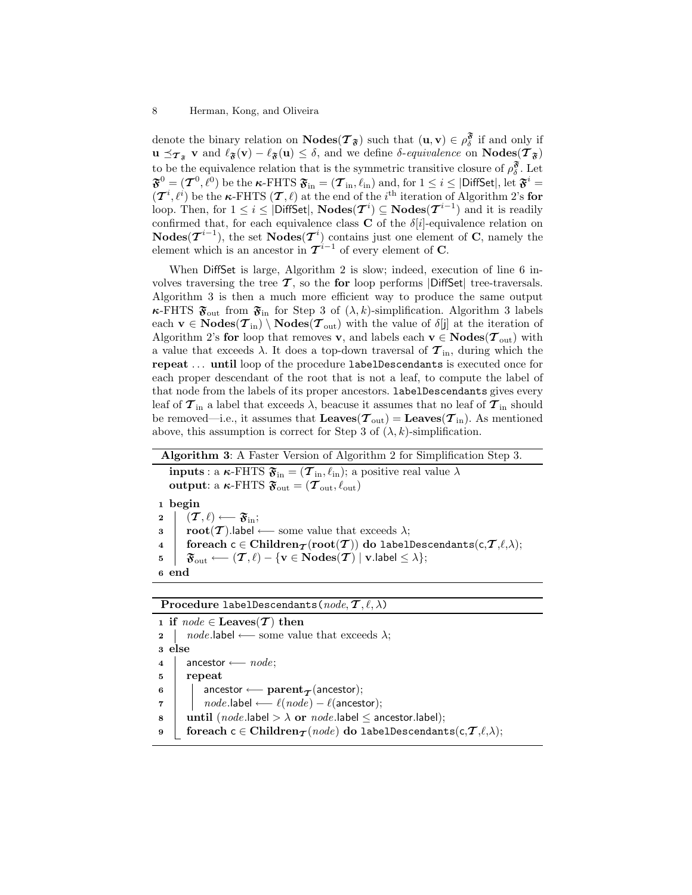denote the binary relation on $\mathbf{Nodes}(\boldsymbol{\mathcal{T}}_{\mathfrak{F}})$ such that $(\mathbf{u}, \mathbf{v}) \in \rho_\delta^{\mathfrak{F}}$ if and only if $\mathbf{u} \preceq_{\boldsymbol{\mathcal{T}}_{\mathfrak{F}}} \mathbf{v}$ and $\ell_{\mathfrak{F}}(\mathbf{v}) - \ell_{\mathfrak{F}}(\mathbf{u}) \leq \delta$, and we define $\delta$-*equivalence* on $\mathbf{Nodes}(\boldsymbol{\mathcal{T}}_{\mathfrak{F}})$ to be the equivalence relation that is the symmetric transitive closure of $\rho_\delta^{\mathfrak{F}}$. Let $\mathfrak{F}^0 = (\boldsymbol{\mathcal{T}}^0, \ell^0)$ be the $\boldsymbol{\kappa}$-FHTS $\mathfrak{F}_{\text{in}} = (\boldsymbol{\mathcal{T}}_{\text{in}}, \ell_{\text{in}})$ and, for $1 \leq i \leq |\mathsf{DiffSet}|$, let $\mathfrak{F}^i = (\boldsymbol{\mathcal{T}}^i, \ell^i)$ be the $\boldsymbol{\kappa}$-FHTS $(\boldsymbol{\mathcal{T}}, \ell)$ at the end of the $i^{\text{th}}$ iteration of Algorithm 2's **for** loop. Then, for $1 \leq i \leq |\mathsf{DiffSet}|$, $\mathbf{Nodes}(\boldsymbol{\mathcal{T}}^i) \subseteq \mathbf{Nodes}(\boldsymbol{\mathcal{T}}^{i-1})$ and it is readily confirmed that, for each equivalence class $\mathbf{C}$ of the $\delta[i]$-equivalence relation on $\mathbf{Nodes}(\boldsymbol{\mathcal{T}}^{i-1})$, the set $\mathbf{Nodes}(\boldsymbol{\mathcal{T}}^i)$ contains just one element of $\mathbf{C}$, namely the element which is an ancestor in $\boldsymbol{\mathcal{T}}^{i-1}$ of every element of $\mathbf{C}$.

When DiffSet is large, Algorithm 2 is slow; indeed, execution of line 6 involves traversing the tree $\boldsymbol{\mathcal{T}}$, so the **for** loop performs $|\mathsf{DiffSet}|$ tree-traversals. Algorithm 3 is then a much more efficient way to produce the same output $\boldsymbol{\kappa}$-FHTS $\mathfrak{F}_{\text{out}}$ from $\mathfrak{F}_{\text{in}}$ for Step 3 of $(\lambda, k)$-simplification. Algorithm 3 labels each $\mathbf{v} \in \mathbf{Nodes}(\boldsymbol{\mathcal{T}}_{\text{in}}) \setminus \mathbf{Nodes}(\boldsymbol{\mathcal{T}}_{\text{out}})$ with the value of $\delta[\mathsf{j}]$ at the iteration of Algorithm 2's **for** loop that removes $\mathbf{v}$, and labels each $\mathbf{v} \in \mathbf{Nodes}(\boldsymbol{\mathcal{T}}_{\text{out}})$ with a value that exceeds $\lambda$. It does a top-down traversal of $\boldsymbol{\mathcal{T}}_{\text{in}}$, during which the **repeat** ... **until** loop of the procedure `labelDescendants` is executed once for each proper descendant of the root that is not a leaf, to compute the label of that node from the labels of its proper ancestors. `labelDescendants` gives every leaf of $\boldsymbol{\mathcal{T}}_{\text{in}}$ a label that exceeds $\lambda$, beacuse it assumes that no leaf of $\boldsymbol{\mathcal{T}}_{\text{in}}$ should be removed—i.e., it assumes that $\mathbf{Leaves}(\boldsymbol{\mathcal{T}}_{\text{out}}) = \mathbf{Leaves}(\boldsymbol{\mathcal{T}}_{\text{in}})$. As mentioned above, this assumption is correct for Step 3 of $(\lambda, k)$-simplification.

**Algorithm 3**: A Faster Version of Algorithm 2 for Simplification Step 3.

**inputs** : a $\boldsymbol{\kappa}$-FHTS $\mathfrak{F}_{\text{in}} = (\boldsymbol{\mathcal{T}}_{\text{in}}, \ell_{\text{in}})$; a positive real value $\lambda$
**output**: a $\boldsymbol{\kappa}$-FHTS $\mathfrak{F}_{\text{out}} = (\boldsymbol{\mathcal{T}}_{\text{out}}, \ell_{\text{out}})$

```
1 begin
2   (T, ℓ) ⟵ F_in;
3   root(T).label ⟵ some value that exceeds λ;
4   foreach c ∈ Children_T(root(T)) do labelDescendants(c,T,ℓ,λ);
5   F_out ⟵ (T, ℓ) − {v ∈ Nodes(T) | v.label ≤ λ};
6 end
```

**Procedure** `labelDescendants`$(node, \boldsymbol{\mathcal{T}}, \ell, \lambda)$

```
1 if node ∈ Leaves(T) then
2   node.label ⟵ some value that exceeds λ;
3 else
4   ancestor ⟵ node;
5   repeat
6     ancestor ⟵ parent_T(ancestor);
7     node.label ⟵ ℓ(node) − ℓ(ancestor);
8   until (node.label > λ or node.label ≤ ancestor.label);
9   foreach c ∈ Children_T(node) do labelDescendants(c,T,ℓ,λ);
```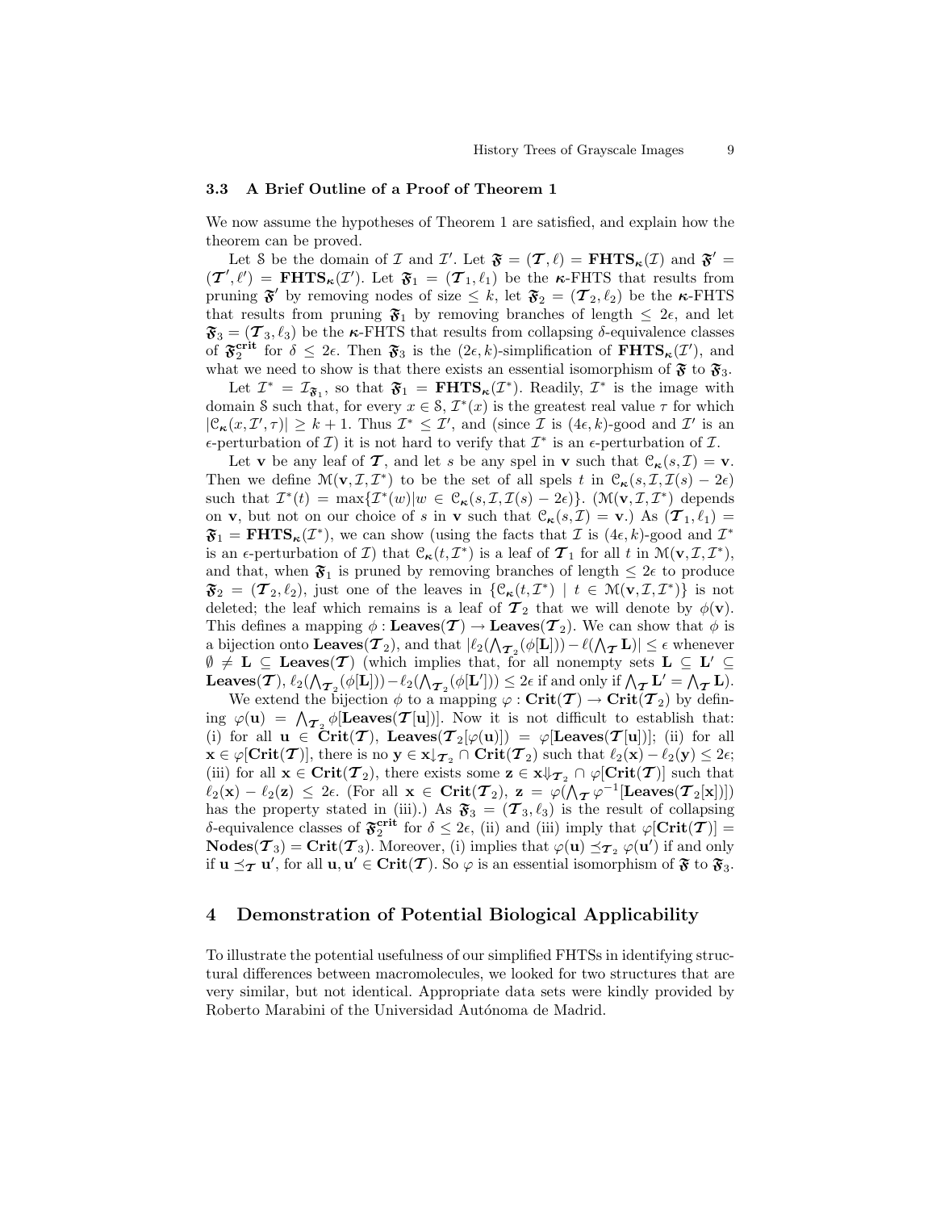### 3.3 A Brief Outline of a Proof of Theorem 1

We now assume the hypotheses of Theorem 1 are satisfied, and explain how the theorem can be proved.

Let $\mathcal{S}$ be the domain of $\mathcal{I}$ and $\mathcal{I}'$. Let $\mathfrak{F} = (\boldsymbol{\mathcal{T}}, \ell) = \mathbf{FHTS}_{\boldsymbol{\kappa}}(\mathcal{I})$ and $\mathfrak{F}' = (\boldsymbol{\mathcal{T}}', \ell') = \mathbf{FHTS}_{\boldsymbol{\kappa}}(\mathcal{I}')$. Let $\mathfrak{F}_1 = (\boldsymbol{\mathcal{T}}_1, \ell_1)$ be the $\boldsymbol{\kappa}$-FHTS that results from pruning $\mathfrak{F}'$ by removing nodes of size $\leq k$, let $\mathfrak{F}_2 = (\boldsymbol{\mathcal{T}}_2, \ell_2)$ be the $\boldsymbol{\kappa}$-FHTS that results from pruning $\mathfrak{F}_1$ by removing branches of length $\leq 2\epsilon$, and let $\mathfrak{F}_3 = (\boldsymbol{\mathcal{T}}_3, \ell_3)$ be the $\boldsymbol{\kappa}$-FHTS that results from collapsing $\delta$-equivalence classes of $\mathfrak{F}_2^{\mathbf{crit}}$ for $\delta \leq 2\epsilon$. Then $\mathfrak{F}_3$ is the $(2\epsilon, k)$-simplification of $\mathbf{FHTS}_{\boldsymbol{\kappa}}(\mathcal{I}')$, and what we need to show is that there exists an essential isomorphism of $\mathfrak{F}$ to $\mathfrak{F}_3$.

Let $\mathcal{I}^* = \mathcal{I}_{\mathfrak{F}_1}$, so that $\mathfrak{F}_1 = \mathbf{FHTS}_{\boldsymbol{\kappa}}(\mathcal{I}^*)$. Readily, $\mathcal{I}^*$ is the image with domain $\mathcal{S}$ such that, for every $x \in \mathcal{S}$, $\mathcal{I}^*(x)$ is the greatest real value $\tau$ for which $|\mathcal{C}_{\boldsymbol{\kappa}}(x, \mathcal{I}', \tau)| \geq k+1$. Thus $\mathcal{I}^* \leq \mathcal{I}'$, and (since $\mathcal{I}$ is $(4\epsilon, k)$-good and $\mathcal{I}'$ is an $\epsilon$-perturbation of $\mathcal{I}$) it is not hard to verify that $\mathcal{I}^*$ is an $\epsilon$-perturbation of $\mathcal{I}$.

Let $\mathbf{v}$ be any leaf of $\boldsymbol{\mathcal{T}}$, and let $s$ be any spel in $\mathbf{v}$ such that $\mathcal{C}_{\boldsymbol{\kappa}}(s, \mathcal{I}) = \mathbf{v}$. Then we define $\mathcal{M}(\mathbf{v}, \mathcal{I}, \mathcal{I}^*)$ to be the set of all spels $t$ in $\mathcal{C}_{\boldsymbol{\kappa}}(s, \mathcal{I}, \mathcal{I}(s) - 2\epsilon)$ such that $\mathcal{I}^*(t) = \max\{\mathcal{I}^*(w) | w \in \mathcal{C}_{\boldsymbol{\kappa}}(s, \mathcal{I}, \mathcal{I}(s) - 2\epsilon)\}$. ($\mathcal{M}(\mathbf{v}, \mathcal{I}, \mathcal{I}^*)$ depends on $\mathbf{v}$, but not on our choice of $s$ in $\mathbf{v}$ such that $\mathcal{C}_{\boldsymbol{\kappa}}(s, \mathcal{I}) = \mathbf{v}$.) As $(\boldsymbol{\mathcal{T}}_1, \ell_1) = \mathfrak{F}_1 = \mathbf{FHTS}_{\boldsymbol{\kappa}}(\mathcal{I}^*)$, we can show (using the facts that $\mathcal{I}$ is $(4\epsilon, k)$-good and $\mathcal{I}^*$ is an $\epsilon$-perturbation of $\mathcal{I}$) that $\mathcal{C}_{\boldsymbol{\kappa}}(t, \mathcal{I}^*)$ is a leaf of $\boldsymbol{\mathcal{T}}_1$ for all $t$ in $\mathcal{M}(\mathbf{v}, \mathcal{I}, \mathcal{I}^*)$, and that, when $\mathfrak{F}_1$ is pruned by removing branches of length $\leq 2\epsilon$ to produce $\mathfrak{F}_2 = (\boldsymbol{\mathcal{T}}_2, \ell_2)$, just one of the leaves in $\{\mathcal{C}_{\boldsymbol{\kappa}}(t, \mathcal{I}^*) \mid t \in \mathcal{M}(\mathbf{v}, \mathcal{I}, \mathcal{I}^*)\}$ is not deleted; the leaf which remains is a leaf of $\boldsymbol{\mathcal{T}}_2$ that we will denote by $\phi(\mathbf{v})$. This defines a mapping $\phi : \mathbf{Leaves}(\boldsymbol{\mathcal{T}}) \to \mathbf{Leaves}(\boldsymbol{\mathcal{T}}_2)$. We can show that $\phi$ is a bijection onto $\mathbf{Leaves}(\boldsymbol{\mathcal{T}}_2)$, and that $|\ell_2(\bigwedge_{\boldsymbol{\mathcal{T}}_2}(\phi[\mathbf{L}])) - \ell(\bigwedge_{\boldsymbol{\mathcal{T}}} \mathbf{L})| \leq \epsilon$ whenever $\emptyset \neq \mathbf{L} \subseteq \mathbf{Leaves}(\boldsymbol{\mathcal{T}})$ (which implies that, for all nonempty sets $\mathbf{L} \subseteq \mathbf{L}' \subseteq \mathbf{Leaves}(\boldsymbol{\mathcal{T}})$, $\ell_2(\bigwedge_{\boldsymbol{\mathcal{T}}_2}(\phi[\mathbf{L}])) - \ell_2(\bigwedge_{\boldsymbol{\mathcal{T}}_2}(\phi[\mathbf{L}'])) \leq 2\epsilon$ if and only if $\bigwedge_{\boldsymbol{\mathcal{T}}} \mathbf{L}' = \bigwedge_{\boldsymbol{\mathcal{T}}} \mathbf{L}$).

We extend the bijection $\phi$ to a mapping $\varphi : \mathbf{Crit}(\boldsymbol{\mathcal{T}}) \to \mathbf{Crit}(\boldsymbol{\mathcal{T}}_2)$ by defining $\varphi(\mathbf{u}) = \bigwedge_{\boldsymbol{\mathcal{T}}_2} \phi[\mathbf{Leaves}(\boldsymbol{\mathcal{T}}[\mathbf{u}])]$. Now it is not difficult to establish that: (i) for all $\mathbf{u} \in \mathbf{Crit}(\boldsymbol{\mathcal{T}})$, $\mathbf{Leaves}(\boldsymbol{\mathcal{T}}_2[\varphi(\mathbf{u})]) = \varphi[\mathbf{Leaves}(\boldsymbol{\mathcal{T}}[\mathbf{u}])]$; (ii) for all $\mathbf{x} \in \varphi[\mathbf{Crit}(\boldsymbol{\mathcal{T}})]$, there is no $\mathbf{y} \in \mathbf{x}{\downarrow}_{\boldsymbol{\mathcal{T}}_2} \cap \mathbf{Crit}(\boldsymbol{\mathcal{T}}_2)$ such that $\ell_2(\mathbf{x}) - \ell_2(\mathbf{y}) \leq 2\epsilon$; (iii) for all $\mathbf{x} \in \mathbf{Crit}(\boldsymbol{\mathcal{T}}_2)$, there exists some $\mathbf{z} \in \mathbf{x}{\Downarrow}_{\boldsymbol{\mathcal{T}}_2} \cap \varphi[\mathbf{Crit}(\boldsymbol{\mathcal{T}})]$ such that $\ell_2(\mathbf{x}) - \ell_2(\mathbf{z}) \leq 2\epsilon$. (For all $\mathbf{x} \in \mathbf{Crit}(\boldsymbol{\mathcal{T}}_2)$, $\mathbf{z} = \varphi(\bigwedge_{\boldsymbol{\mathcal{T}}} \varphi^{-1}[\mathbf{Leaves}(\boldsymbol{\mathcal{T}}_2[\mathbf{x}])])$ has the property stated in (iii).) As $\mathfrak{F}_3 = (\boldsymbol{\mathcal{T}}_3, \ell_3)$ is the result of collapsing $\delta$-equivalence classes of $\mathfrak{F}_2^{\mathbf{crit}}$ for $\delta \leq 2\epsilon$, (ii) and (iii) imply that $\varphi[\mathbf{Crit}(\boldsymbol{\mathcal{T}})] = \mathbf{Nodes}(\boldsymbol{\mathcal{T}}_3) = \mathbf{Crit}(\boldsymbol{\mathcal{T}}_3)$. Moreover, (i) implies that $\varphi(\mathbf{u}) \preceq_{\boldsymbol{\mathcal{T}}_2} \varphi(\mathbf{u}')$ if and only if $\mathbf{u} \preceq_{\boldsymbol{\mathcal{T}}} \mathbf{u}'$, for all $\mathbf{u}, \mathbf{u}' \in \mathbf{Crit}(\boldsymbol{\mathcal{T}})$. So $\varphi$ is an essential isomorphism of $\mathfrak{F}$ to $\mathfrak{F}_3$.

## 4 Demonstration of Potential Biological Applicability

To illustrate the potential usefulness of our simplified FHTSs in identifying structural differences between macromolecules, we looked for two structures that are very similar, but not identical. Appropriate data sets were kindly provided by Roberto Marabini of the Universidad Autónoma de Madrid.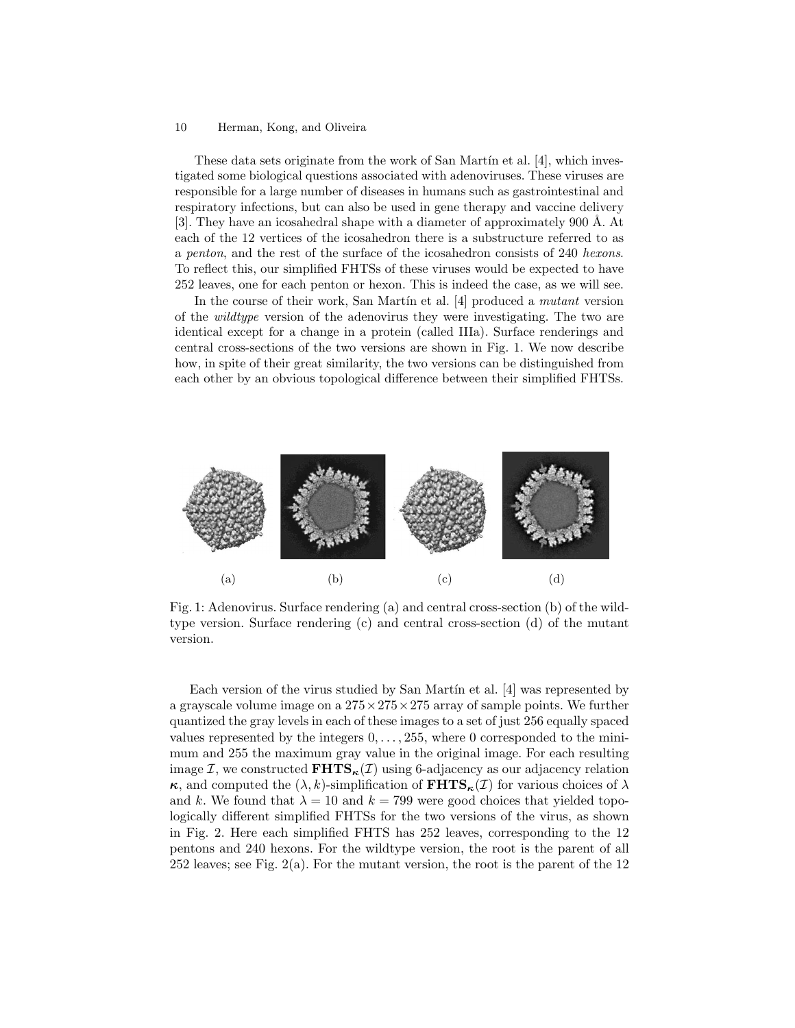These data sets originate from the work of San Martín et al. [4], which investigated some biological questions associated with adenoviruses. These viruses are responsible for a large number of diseases in humans such as gastrointestinal and respiratory infections, but can also be used in gene therapy and vaccine delivery [3]. They have an icosahedral shape with a diameter of approximately 900 Å. At each of the 12 vertices of the icosahedron there is a substructure referred to as a *penton*, and the rest of the surface of the icosahedron consists of 240 *hexons*. To reflect this, our simplified FHTSs of these viruses would be expected to have 252 leaves, one for each penton or hexon. This is indeed the case, as we will see.

In the course of their work, San Martín et al. [4] produced a *mutant* version of the *wildtype* version of the adenovirus they were investigating. The two are identical except for a change in a protein (called IIIa). Surface renderings and central cross-sections of the two versions are shown in Fig. 1. We now describe how, in spite of their great similarity, the two versions can be distinguished from each other by an obvious topological difference between their simplified FHTSs.

(a) (b) (c) (d)

Fig. 1: Adenovirus. Surface rendering (a) and central cross-section (b) of the wildtype version. Surface rendering (c) and central cross-section (d) of the mutant version.

Each version of the virus studied by San Martín et al. [4] was represented by a grayscale volume image on a $275 \times 275 \times 275$ array of sample points. We further quantized the gray levels in each of these images to a set of just 256 equally spaced values represented by the integers $0, \ldots, 255$, where 0 corresponded to the minimum and 255 the maximum gray value in the original image. For each resulting image $\mathcal{I}$, we constructed $\mathbf{FHTS}_{\boldsymbol{\kappa}}(\mathcal{I})$ using 6-adjacency as our adjacency relation $\boldsymbol{\kappa}$, and computed the $(\lambda, k)$-simplification of $\mathbf{FHTS}_{\boldsymbol{\kappa}}(\mathcal{I})$ for various choices of $\lambda$ and $k$. We found that $\lambda = 10$ and $k = 799$ were good choices that yielded topologically different simplified FHTSs for the two versions of the virus, as shown in Fig. 2. Here each simplified FHTS has 252 leaves, corresponding to the 12 pentons and 240 hexons. For the wildtype version, the root is the parent of all 252 leaves; see Fig. 2(a). For the mutant version, the root is the parent of the 12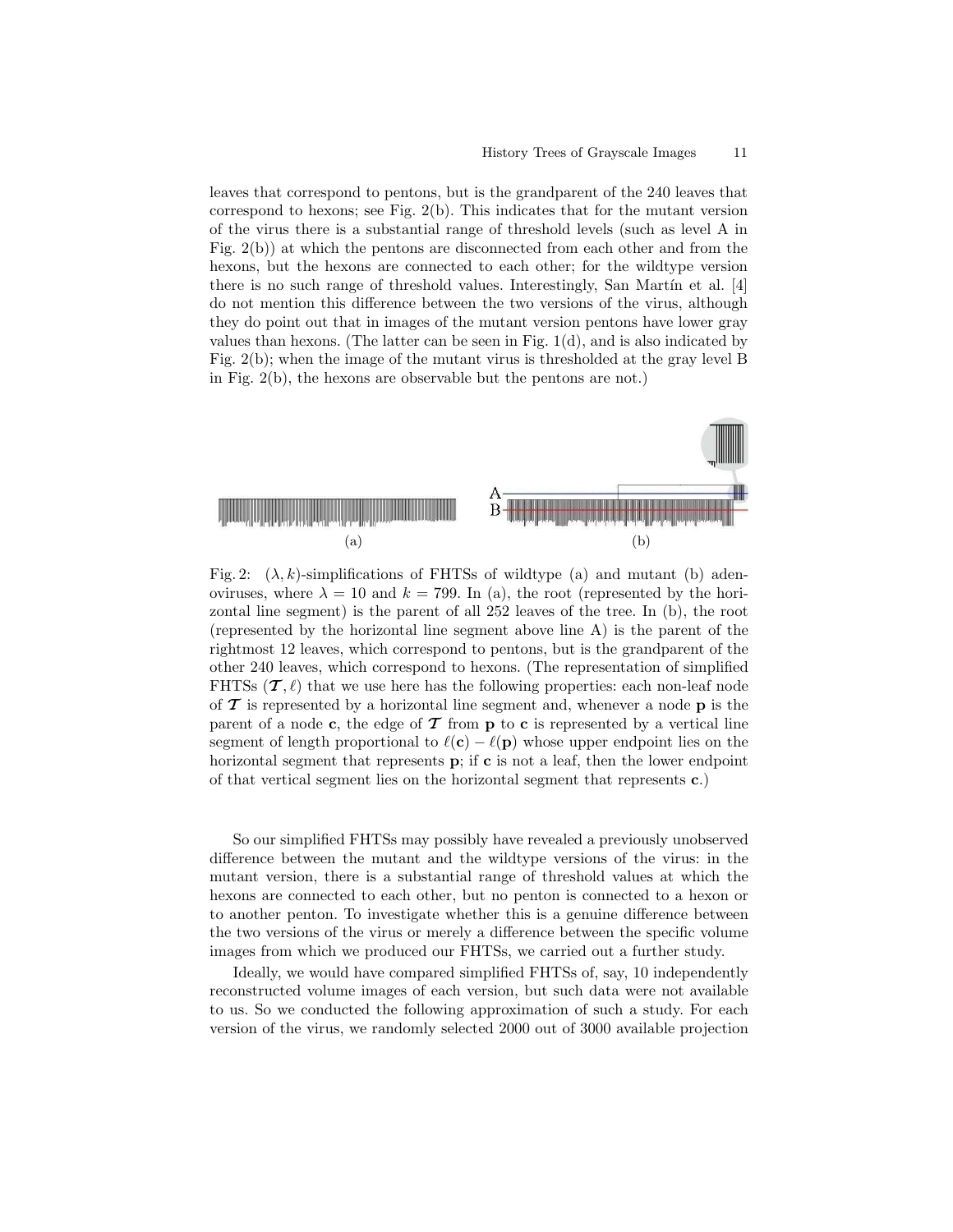leaves that correspond to pentons, but is the grandparent of the 240 leaves that correspond to hexons; see Fig. 2(b). This indicates that for the mutant version of the virus there is a substantial range of threshold levels (such as level A in Fig. 2(b)) at which the pentons are disconnected from each other and from the hexons, but the hexons are connected to each other; for the wildtype version there is no such range of threshold values. Interestingly, San Martín et al. [4] do not mention this difference between the two versions of the virus, although they do point out that in images of the mutant version pentons have lower gray values than hexons. (The latter can be seen in Fig. 1(d), and is also indicated by Fig. 2(b); when the image of the mutant virus is thresholded at the gray level B in Fig. 2(b), the hexons are observable but the pentons are not.)

Fig. 2: $(\lambda, k)$-simplifications of FHTSs of wildtype (a) and mutant (b) adenoviruses, where $\lambda = 10$ and $k = 799$. In (a), the root (represented by the horizontal line segment) is the parent of all 252 leaves of the tree. In (b), the root (represented by the horizontal line segment above line A) is the parent of the rightmost 12 leaves, which correspond to pentons, but is the grandparent of the other 240 leaves, which correspond to hexons. (The representation of simplified FHTSs $(\boldsymbol{\mathcal{T}}, \ell)$ that we use here has the following properties: each non-leaf node of $\boldsymbol{\mathcal{T}}$ is represented by a horizontal line segment and, whenever a node $\mathbf{p}$ is the parent of a node $\mathbf{c}$, the edge of $\boldsymbol{\mathcal{T}}$ from $\mathbf{p}$ to $\mathbf{c}$ is represented by a vertical line segment of length proportional to $\ell(\mathbf{c}) - \ell(\mathbf{p})$ whose upper endpoint lies on the horizontal segment that represents $\mathbf{p}$; if $\mathbf{c}$ is not a leaf, then the lower endpoint of that vertical segment lies on the horizontal segment that represents $\mathbf{c}$.)

So our simplified FHTSs may possibly have revealed a previously unobserved difference between the mutant and the wildtype versions of the virus: in the mutant version, there is a substantial range of threshold values at which the hexons are connected to each other, but no penton is connected to a hexon or to another penton. To investigate whether this is a genuine difference between the two versions of the virus or merely a difference between the specific volume images from which we produced our FHTSs, we carried out a further study.

Ideally, we would have compared simplified FHTSs of, say, 10 independently reconstructed volume images of each version, but such data were not available to us. So we conducted the following approximation of such a study. For each version of the virus, we randomly selected 2000 out of 3000 available projection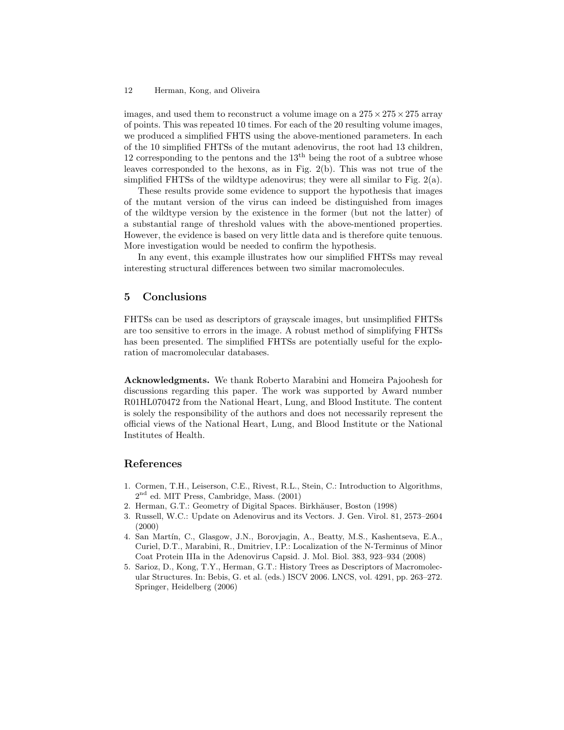images, and used them to reconstruct a volume image on a $275 \times 275 \times 275$ array of points. This was repeated 10 times. For each of the 20 resulting volume images, we produced a simplified FHTS using the above-mentioned parameters. In each of the 10 simplified FHTSs of the mutant adenovirus, the root had 13 children, 12 corresponding to the pentons and the $13^{\text{th}}$ being the root of a subtree whose leaves corresponded to the hexons, as in Fig. 2(b). This was not true of the simplified FHTSs of the wildtype adenovirus; they were all similar to Fig. 2(a).

These results provide some evidence to support the hypothesis that images of the mutant version of the virus can indeed be distinguished from images of the wildtype version by the existence in the former (but not the latter) of a substantial range of threshold values with the above-mentioned properties. However, the evidence is based on very little data and is therefore quite tenuous. More investigation would be needed to confirm the hypothesis.

In any event, this example illustrates how our simplified FHTSs may reveal interesting structural differences between two similar macromolecules.

## 5 Conclusions

FHTSs can be used as descriptors of grayscale images, but unsimplified FHTSs are too sensitive to errors in the image. A robust method of simplifying FHTSs has been presented. The simplified FHTSs are potentially useful for the exploration of macromolecular databases.

**Acknowledgments.** We thank Roberto Marabini and Homeira Pajoohesh for discussions regarding this paper. The work was supported by Award number R01HL070472 from the National Heart, Lung, and Blood Institute. The content is solely the responsibility of the authors and does not necessarily represent the official views of the National Heart, Lung, and Blood Institute or the National Institutes of Health.

## References

1. Cormen, T.H., Leiserson, C.E., Rivest, R.L., Stein, C.: Introduction to Algorithms, 2nd ed. MIT Press, Cambridge, Mass. (2001)
2. Herman, G.T.: Geometry of Digital Spaces. Birkhäuser, Boston (1998)
3. Russell, W.C.: Update on Adenovirus and its Vectors. J. Gen. Virol. 81, 2573–2604 (2000)
4. San Martín, C., Glasgow, J.N., Borovjagin, A., Beatty, M.S., Kashentseva, E.A., Curiel, D.T., Marabini, R., Dmitriev, I.P.: Localization of the N-Terminus of Minor Coat Protein IIIa in the Adenovirus Capsid. J. Mol. Biol. 383, 923–934 (2008)
5. Sarioz, D., Kong, T.Y., Herman, G.T.: History Trees as Descriptors of Macromolecular Structures. In: Bebis, G. et al. (eds.) ISCV 2006. LNCS, vol. 4291, pp. 263–272. Springer, Heidelberg (2006)